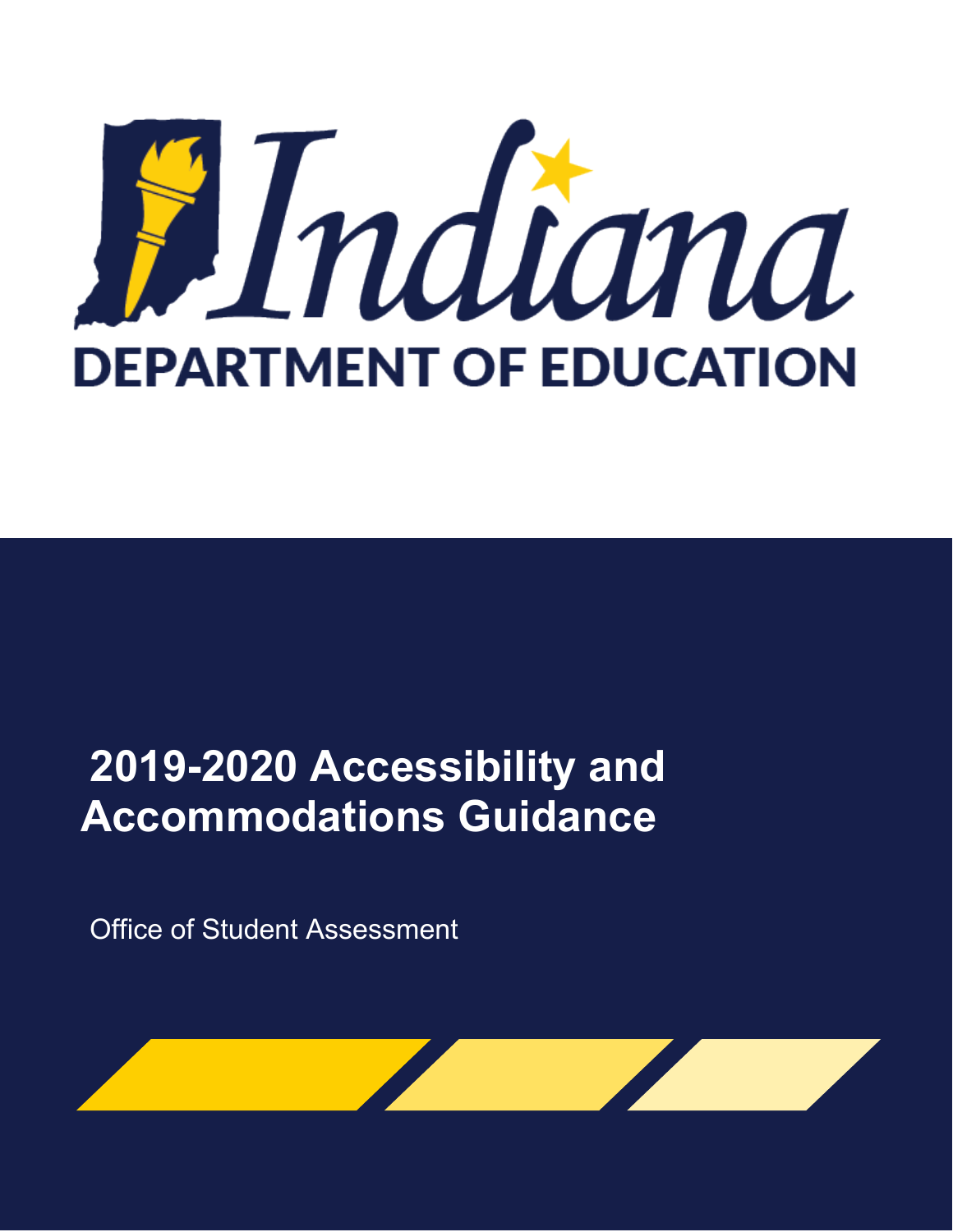# Indiana DEPARTMENT OF EDUCATION

# 2019-2020 Accessibility and Accommodations Guidance

Office of Student Assessment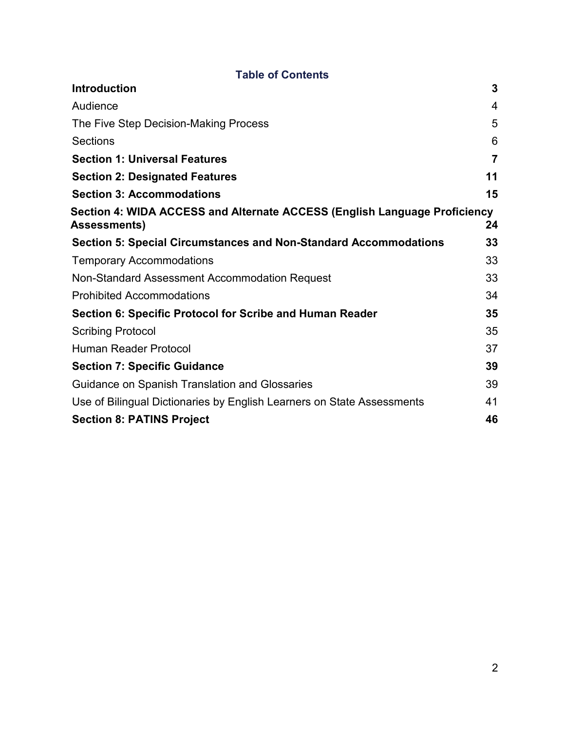## Table of Contents

| | |
|---|---|
| **Introduction** | **3** |
| Audience | 4 |
| The Five Step Decision-Making Process | 5 |
| Sections | 6 |
| **Section 1: Universal Features** | **7** |
| **Section 2: Designated Features** | **11** |
| **Section 3: Accommodations** | **15** |
| **Section 4: WIDA ACCESS and Alternate ACCESS (English Language Proficiency Assessments)** | **24** |
| **Section 5: Special Circumstances and Non-Standard Accommodations** | **33** |
| Temporary Accommodations | 33 |
| Non-Standard Assessment Accommodation Request | 33 |
| Prohibited Accommodations | 34 |
| **Section 6: Specific Protocol for Scribe and Human Reader** | **35** |
| Scribing Protocol | 35 |
| Human Reader Protocol | 37 |
| **Section 7: Specific Guidance** | **39** |
| Guidance on Spanish Translation and Glossaries | 39 |
| Use of Bilingual Dictionaries by English Learners on State Assessments | 41 |
| **Section 8: PATINS Project** | **46** |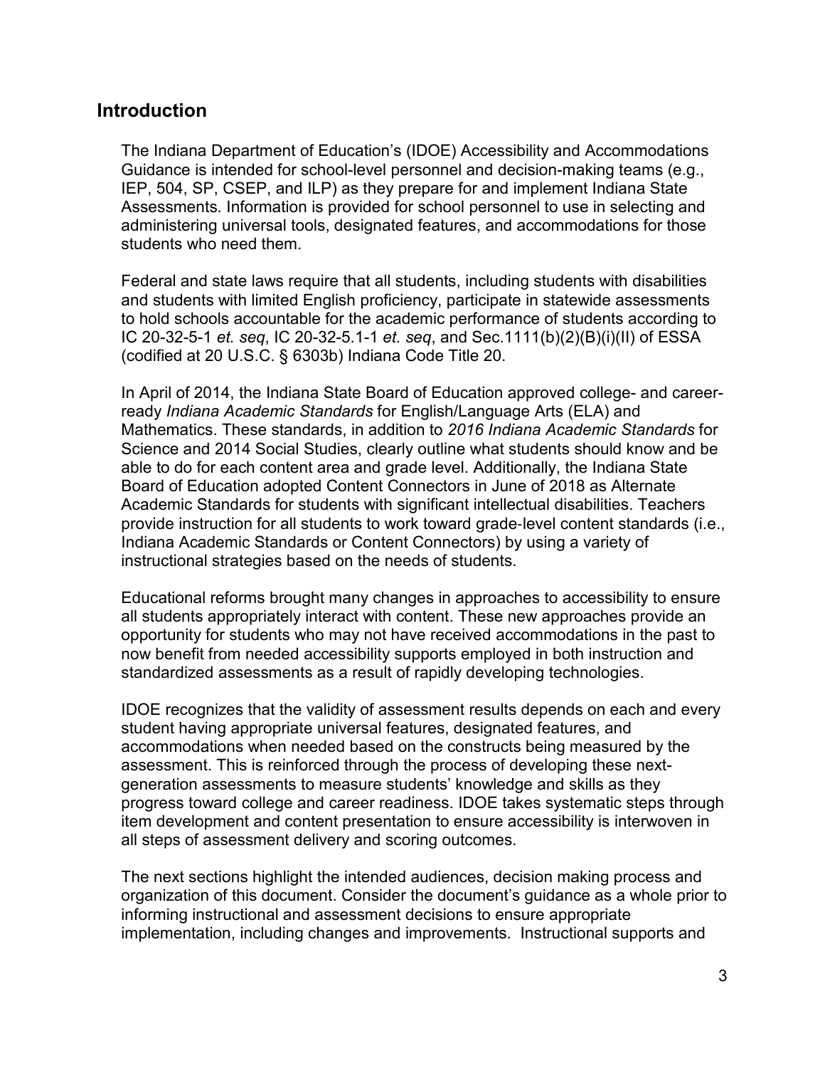## Introduction

The Indiana Department of Education's (IDOE) Accessibility and Accommodations Guidance is intended for school-level personnel and decision-making teams (e.g., IEP, 504, SP, CSEP, and ILP) as they prepare for and implement Indiana State Assessments. Information is provided for school personnel to use in selecting and administering universal tools, designated features, and accommodations for those students who need them.

Federal and state laws require that all students, including students with disabilities and students with limited English proficiency, participate in statewide assessments to hold schools accountable for the academic performance of students according to IC 20-32-5-1 *et. seq*, IC 20-32-5.1-1 *et. seq*, and Sec.1111(b)(2)(B)(i)(II) of ESSA (codified at 20 U.S.C. § 6303b) Indiana Code Title 20.

In April of 2014, the Indiana State Board of Education approved college- and career-ready *Indiana Academic Standards* for English/Language Arts (ELA) and Mathematics. These standards, in addition to *2016 Indiana Academic Standards* for Science and 2014 Social Studies, clearly outline what students should know and be able to do for each content area and grade level. Additionally, the Indiana State Board of Education adopted Content Connectors in June of 2018 as Alternate Academic Standards for students with significant intellectual disabilities. Teachers provide instruction for all students to work toward grade-level content standards (i.e., Indiana Academic Standards or Content Connectors) by using a variety of instructional strategies based on the needs of students.

Educational reforms brought many changes in approaches to accessibility to ensure all students appropriately interact with content. These new approaches provide an opportunity for students who may not have received accommodations in the past to now benefit from needed accessibility supports employed in both instruction and standardized assessments as a result of rapidly developing technologies.

IDOE recognizes that the validity of assessment results depends on each and every student having appropriate universal features, designated features, and accommodations when needed based on the constructs being measured by the assessment. This is reinforced through the process of developing these next-generation assessments to measure students' knowledge and skills as they progress toward college and career readiness. IDOE takes systematic steps through item development and content presentation to ensure accessibility is interwoven in all steps of assessment delivery and scoring outcomes.

The next sections highlight the intended audiences, decision making process and organization of this document. Consider the document's guidance as a whole prior to informing instructional and assessment decisions to ensure appropriate implementation, including changes and improvements. Instructional supports and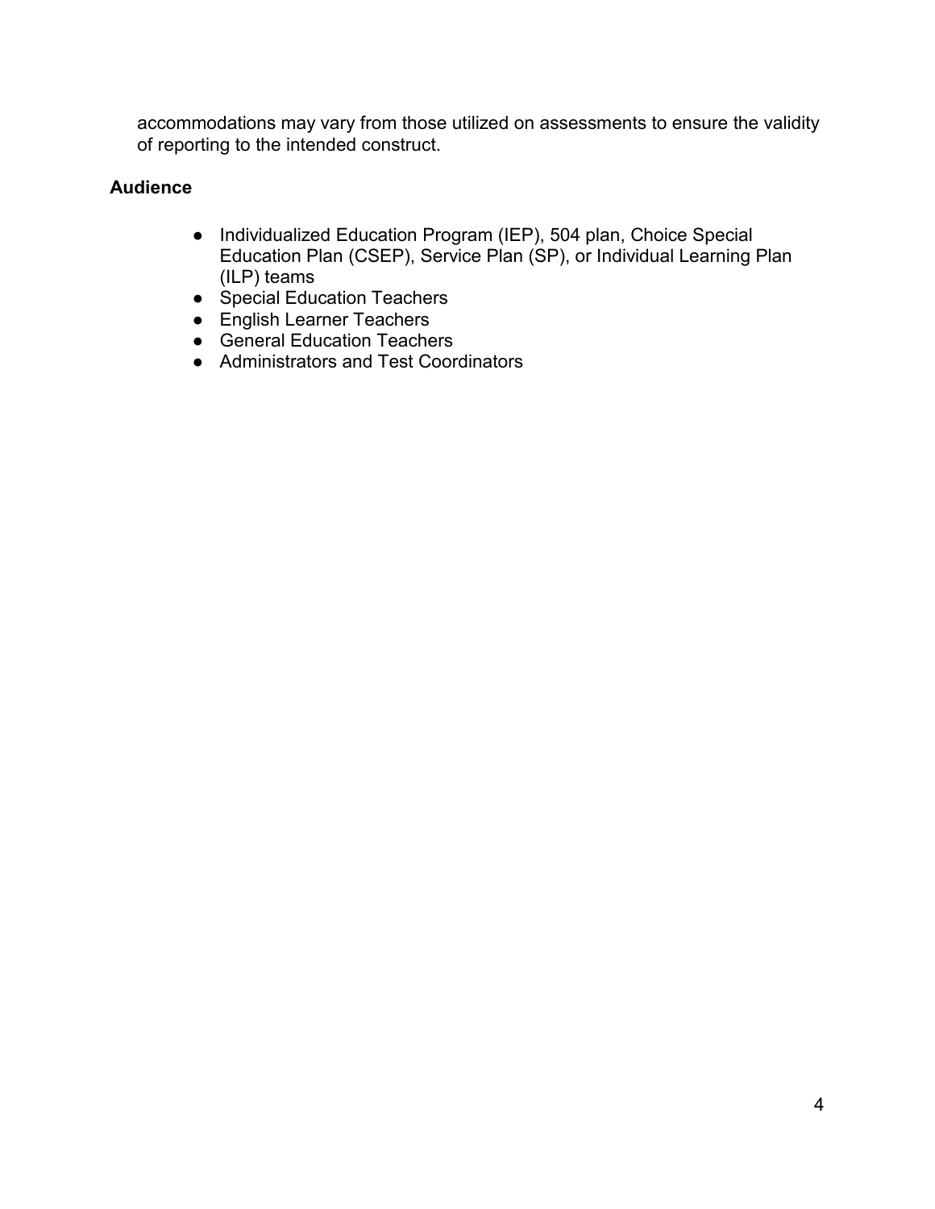accommodations may vary from those utilized on assessments to ensure the validity of reporting to the intended construct.

**Audience**

- Individualized Education Program (IEP), 504 plan, Choice Special Education Plan (CSEP), Service Plan (SP), or Individual Learning Plan (ILP) teams
- Special Education Teachers
- English Learner Teachers
- General Education Teachers
- Administrators and Test Coordinators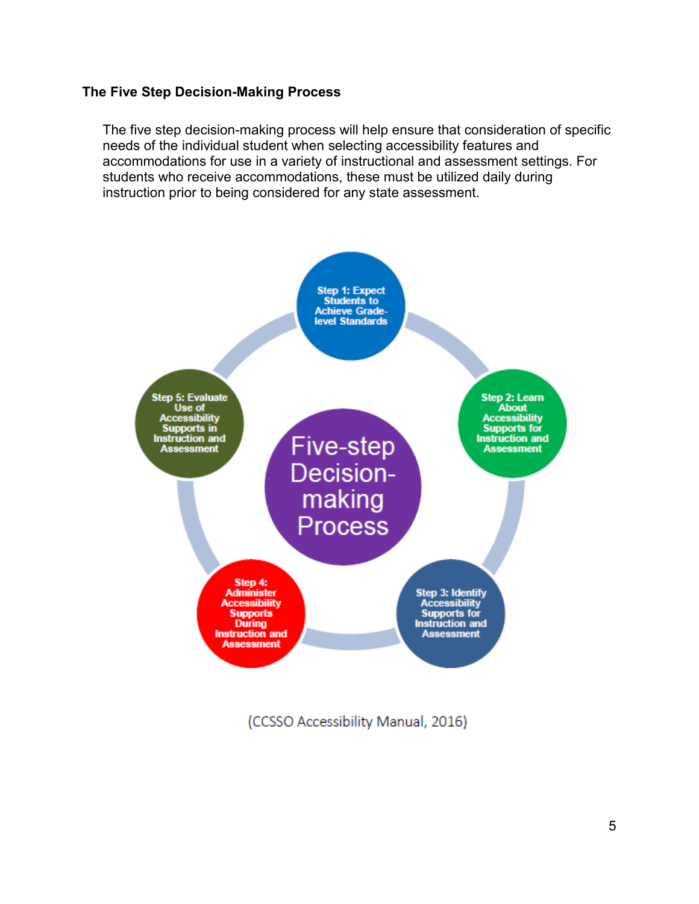**The Five Step Decision-Making Process**

The five step decision-making process will help ensure that consideration of specific needs of the individual student when selecting accessibility features and accommodations for use in a variety of instructional and assessment settings. For students who receive accommodations, these must be utilized daily during instruction prior to being considered for any state assessment.

Five-step Decision-making Process

- Step 1: Expect Students to Achieve Grade-level Standards
- Step 2: Learn About Accessibility Supports for Instruction and Assessment
- Step 3: Identify Accessibility Supports for Instruction and Assessment
- Step 4: Administer Accessibility Supports During Instruction and Assessment
- Step 5: Evaluate Use of Accessibility Supports in Instruction and Assessment

(CCSSO Accessibility Manual, 2016)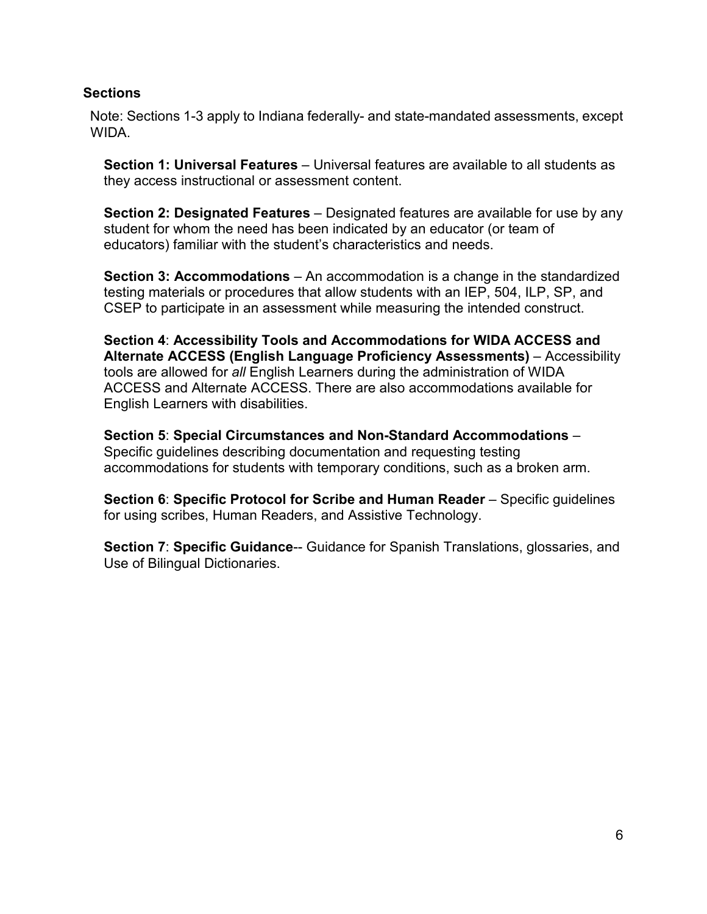## Sections

Note: Sections 1-3 apply to Indiana federally- and state-mandated assessments, except WIDA.

**Section 1: Universal Features** – Universal features are available to all students as they access instructional or assessment content.

**Section 2: Designated Features** – Designated features are available for use by any student for whom the need has been indicated by an educator (or team of educators) familiar with the student's characteristics and needs.

**Section 3: Accommodations** – An accommodation is a change in the standardized testing materials or procedures that allow students with an IEP, 504, ILP, SP, and CSEP to participate in an assessment while measuring the intended construct.

**Section 4**: **Accessibility Tools and Accommodations for WIDA ACCESS and Alternate ACCESS (English Language Proficiency Assessments)** – Accessibility tools are allowed for *all* English Learners during the administration of WIDA ACCESS and Alternate ACCESS. There are also accommodations available for English Learners with disabilities.

**Section 5**: **Special Circumstances and Non-Standard Accommodations** – Specific guidelines describing documentation and requesting testing accommodations for students with temporary conditions, such as a broken arm.

**Section 6**: **Specific Protocol for Scribe and Human Reader** – Specific guidelines for using scribes, Human Readers, and Assistive Technology.

**Section 7**: **Specific Guidance**-- Guidance for Spanish Translations, glossaries, and Use of Bilingual Dictionaries.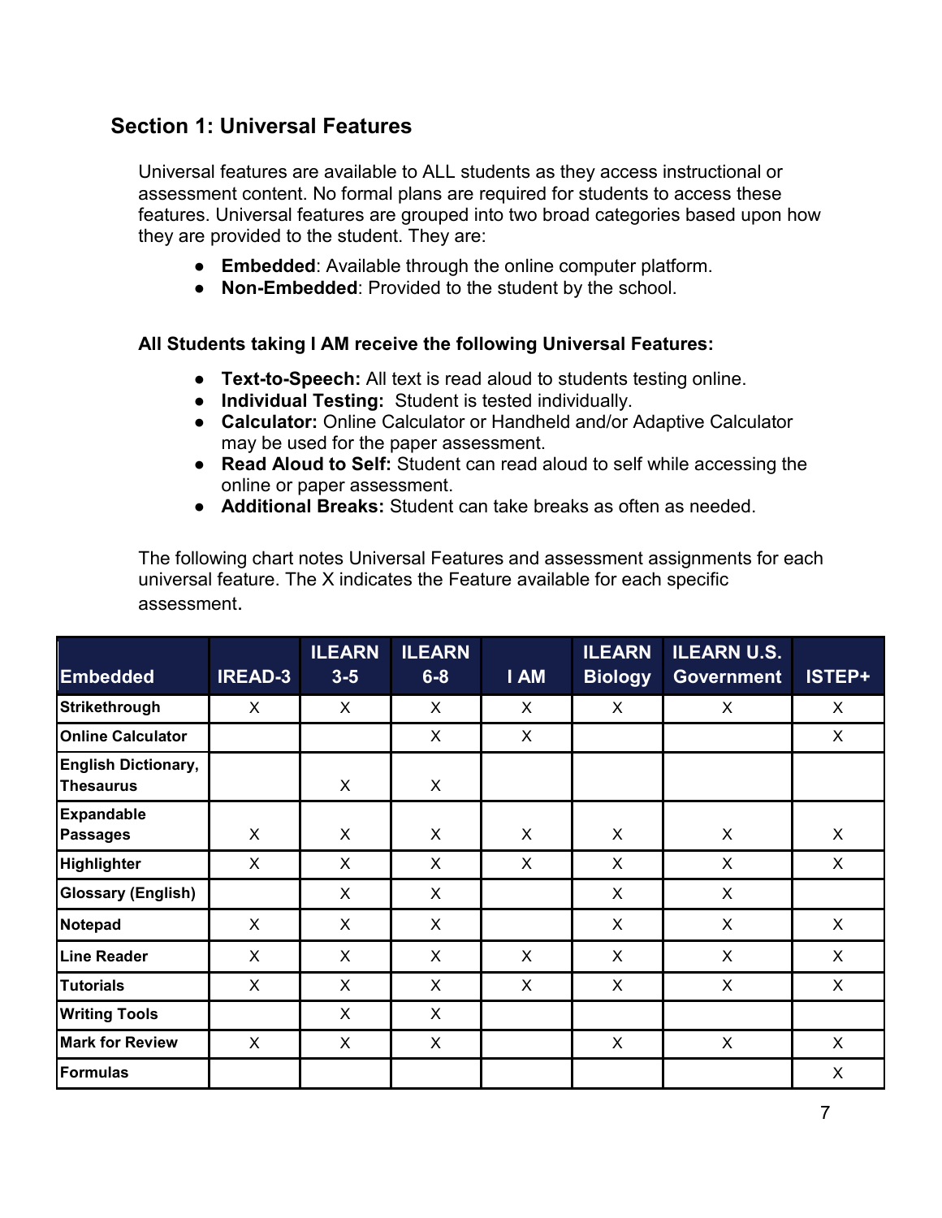## Section 1: Universal Features

Universal features are available to ALL students as they access instructional or assessment content. No formal plans are required for students to access these features. Universal features are grouped into two broad categories based upon how they are provided to the student. They are:

- **Embedded**: Available through the online computer platform.
- **Non-Embedded**: Provided to the student by the school.

**All Students taking I AM receive the following Universal Features:**

- **Text-to-Speech:** All text is read aloud to students testing online.
- **Individual Testing:** Student is tested individually.
- **Calculator:** Online Calculator or Handheld and/or Adaptive Calculator may be used for the paper assessment.
- **Read Aloud to Self:** Student can read aloud to self while accessing the online or paper assessment.
- **Additional Breaks:** Student can take breaks as often as needed.

The following chart notes Universal Features and assessment assignments for each universal feature. The X indicates the Feature available for each specific assessment.

| Embedded | IREAD-3 | ILEARN 3-5 | ILEARN 6-8 | I AM | ILEARN Biology | ILEARN U.S. Government | ISTEP+ |
|---|---|---|---|---|---|---|---|
| Strikethrough | X | X | X | X | X | X | X |
| Online Calculator | | | X | X | | | X |
| English Dictionary, Thesaurus | | X | X | | | | |
| Expandable Passages | X | X | X | X | X | X | X |
| Highlighter | X | X | X | X | X | X | X |
| Glossary (English) | | X | X | | X | X | |
| Notepad | X | X | X | | X | X | X |
| Line Reader | X | X | X | X | X | X | X |
| Tutorials | X | X | X | X | X | X | X |
| Writing Tools | | X | X | | | | |
| Mark for Review | X | X | X | | X | X | X |
| Formulas | | | | | | | X |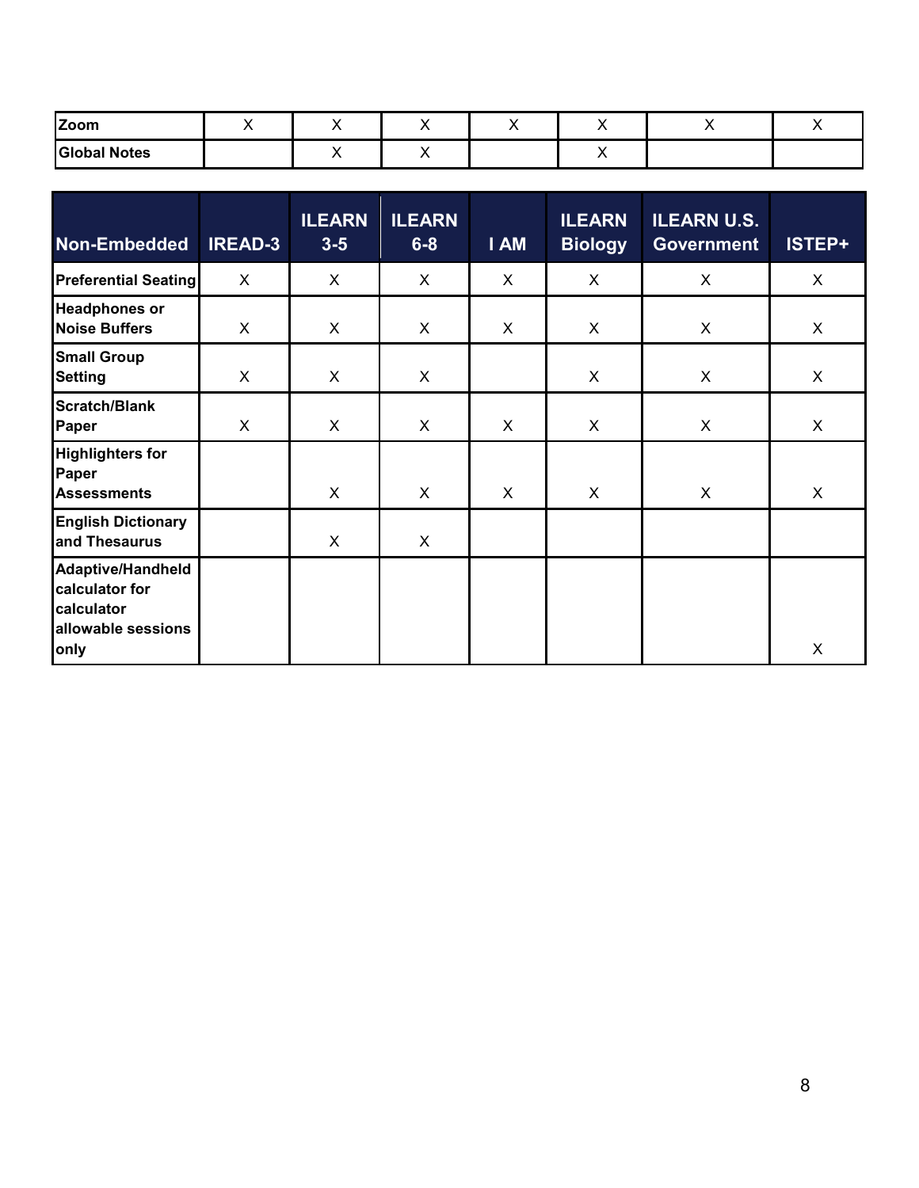| Zoom | X | X | X | X | X | X | X |
|---|---|---|---|---|---|---|---|
| Global Notes | | X | X | | X | | |

| Non-Embedded | IREAD-3 | ILEARN 3-5 | ILEARN 6-8 | I AM | ILEARN Biology | ILEARN U.S. Government | ISTEP+ |
|---|---|---|---|---|---|---|---|
| Preferential Seating | X | X | X | X | X | X | X |
| Headphones or Noise Buffers | X | X | X | X | X | X | X |
| Small Group Setting | X | X | X | | X | X | X |
| Scratch/Blank Paper | X | X | X | X | X | X | X |
| Highlighters for Paper Assessments | | X | X | X | X | X | X |
| English Dictionary and Thesaurus | | X | X | | | | |
| Adaptive/Handheld calculator for calculator allowable sessions only | | | | | | | X |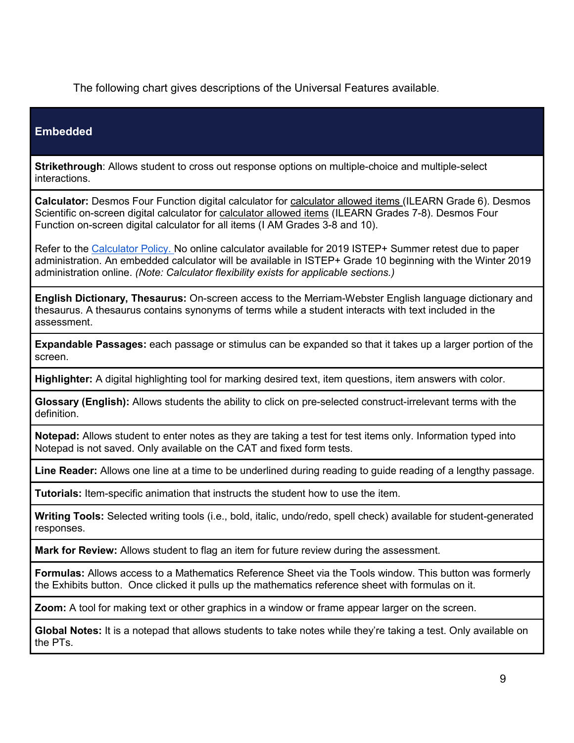The following chart gives descriptions of the Universal Features available.

| Embedded |
|---|
| **Strikethrough**: Allows student to cross out response options on multiple-choice and multiple-select interactions. |
| **Calculator:** Desmos Four Function digital calculator for calculator allowed items (ILEARN Grade 6). Desmos Scientific on-screen digital calculator for calculator allowed items (ILEARN Grades 7-8). Desmos Four Function on-screen digital calculator for all items (I AM Grades 3-8 and 10).<br><br>Refer to the Calculator Policy. No online calculator available for 2019 ISTEP+ Summer retest due to paper administration. An embedded calculator will be available in ISTEP+ Grade 10 beginning with the Winter 2019 administration online. *(Note: Calculator flexibility exists for applicable sections.)* |
| **English Dictionary, Thesaurus:** On-screen access to the Merriam-Webster English language dictionary and thesaurus. A thesaurus contains synonyms of terms while a student interacts with text included in the assessment. |
| **Expandable Passages:** each passage or stimulus can be expanded so that it takes up a larger portion of the screen. |
| **Highlighter:** A digital highlighting tool for marking desired text, item questions, item answers with color. |
| **Glossary (English):** Allows students the ability to click on pre-selected construct-irrelevant terms with the definition. |
| **Notepad:** Allows student to enter notes as they are taking a test for test items only. Information typed into Notepad is not saved. Only available on the CAT and fixed form tests. |
| **Line Reader:** Allows one line at a time to be underlined during reading to guide reading of a lengthy passage. |
| **Tutorials:** Item-specific animation that instructs the student how to use the item. |
| **Writing Tools:** Selected writing tools (i.e., bold, italic, undo/redo, spell check) available for student-generated responses. |
| **Mark for Review:** Allows student to flag an item for future review during the assessment. |
| **Formulas:** Allows access to a Mathematics Reference Sheet via the Tools window. This button was formerly the Exhibits button. Once clicked it pulls up the mathematics reference sheet with formulas on it. |
| **Zoom:** A tool for making text or other graphics in a window or frame appear larger on the screen. |
| **Global Notes:** It is a notepad that allows students to take notes while they're taking a test. Only available on the PTs. |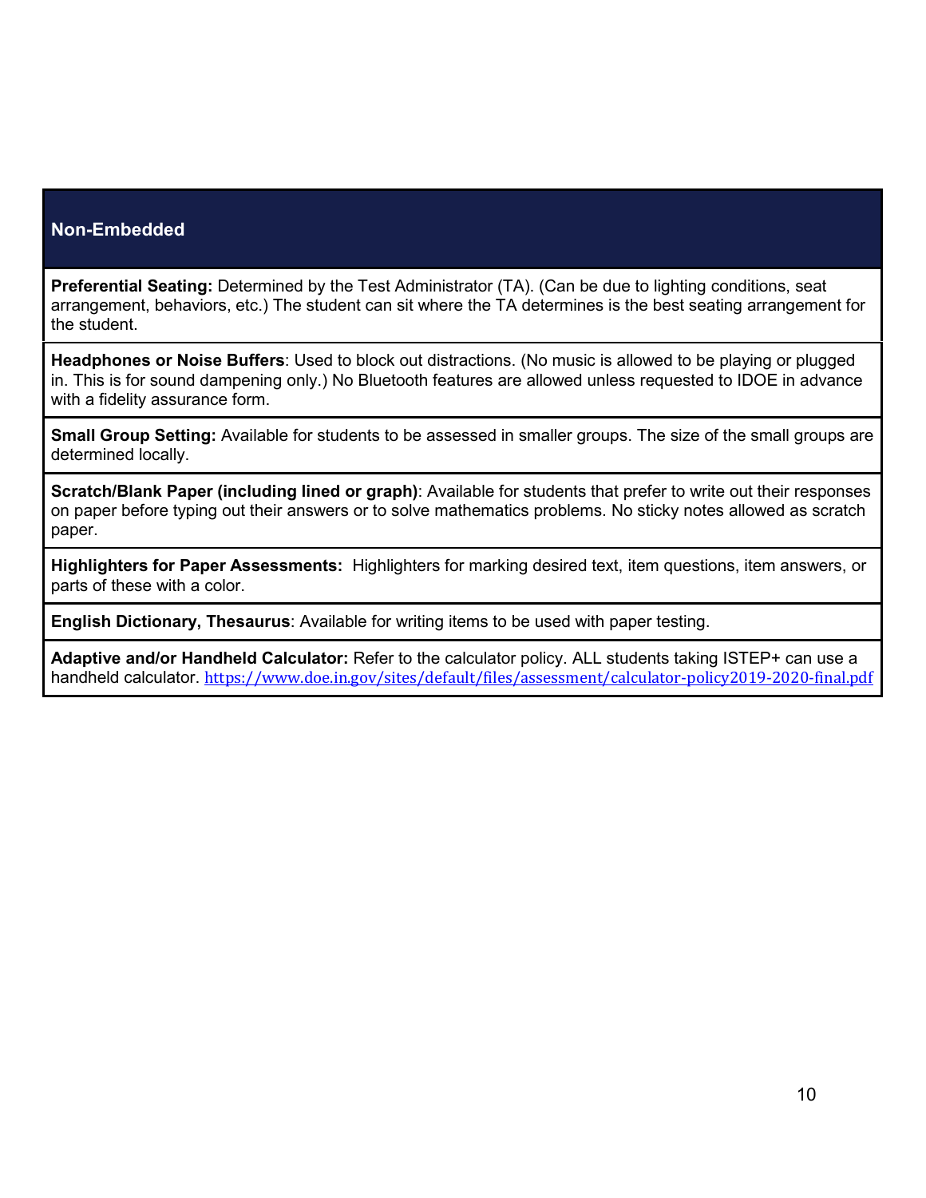| Non-Embedded |
| --- |
| **Preferential Seating:** Determined by the Test Administrator (TA). (Can be due to lighting conditions, seat arrangement, behaviors, etc.) The student can sit where the TA determines is the best seating arrangement for the student. |
| **Headphones or Noise Buffers**: Used to block out distractions. (No music is allowed to be playing or plugged in. This is for sound dampening only.) No Bluetooth features are allowed unless requested to IDOE in advance with a fidelity assurance form. |
| **Small Group Setting:** Available for students to be assessed in smaller groups. The size of the small groups are determined locally. |
| **Scratch/Blank Paper (including lined or graph)**: Available for students that prefer to write out their responses on paper before typing out their answers or to solve mathematics problems. No sticky notes allowed as scratch paper. |
| **Highlighters for Paper Assessments:** Highlighters for marking desired text, item questions, item answers, or parts of these with a color. |
| **English Dictionary, Thesaurus**: Available for writing items to be used with paper testing. |
| **Adaptive and/or Handheld Calculator:** Refer to the calculator policy. ALL students taking ISTEP+ can use a handheld calculator. https://www.doe.in.gov/sites/default/files/assessment/calculator-policy2019-2020-final.pdf |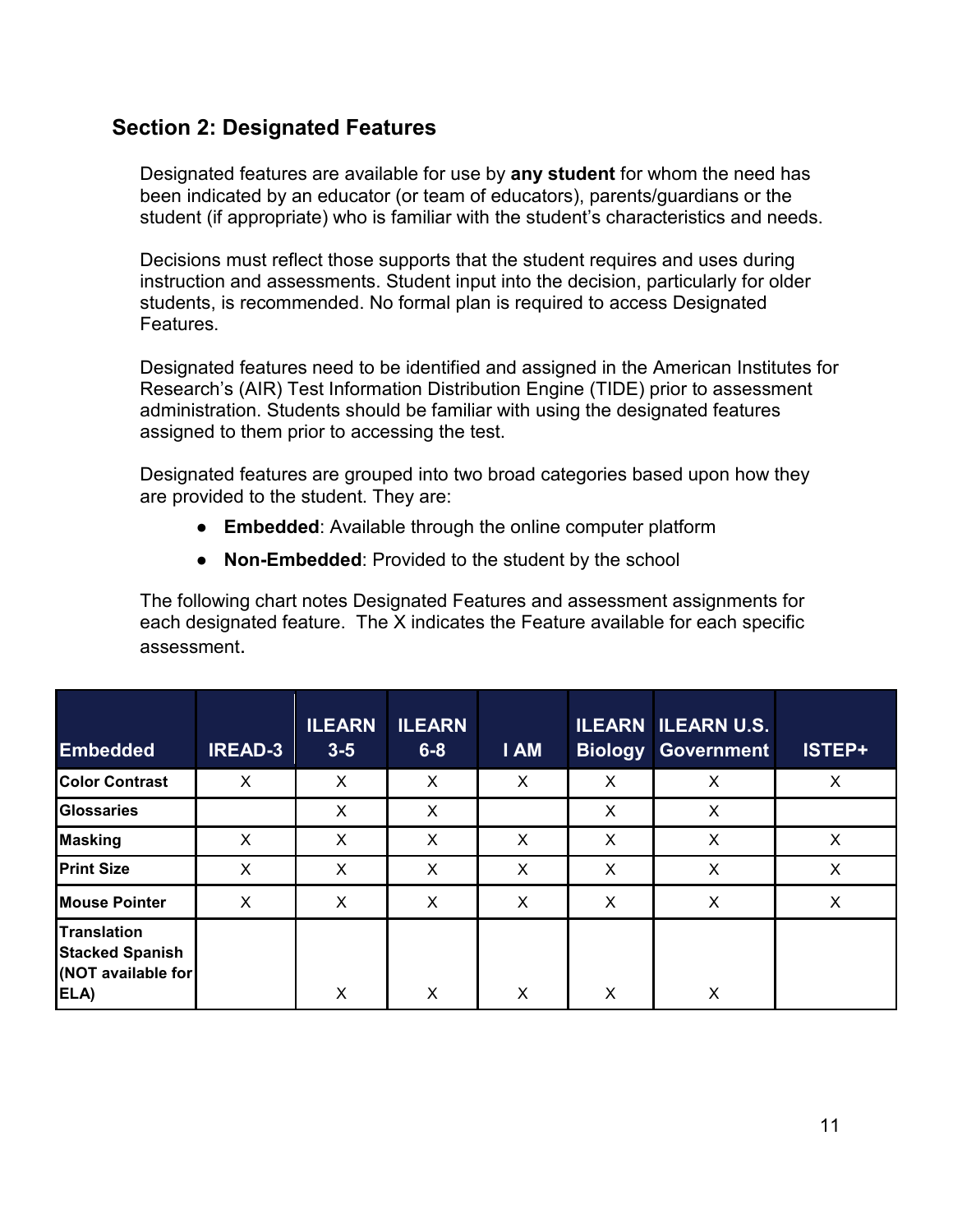## Section 2: Designated Features

Designated features are available for use by **any student** for whom the need has been indicated by an educator (or team of educators), parents/guardians or the student (if appropriate) who is familiar with the student's characteristics and needs.

Decisions must reflect those supports that the student requires and uses during instruction and assessments. Student input into the decision, particularly for older students, is recommended. No formal plan is required to access Designated Features.

Designated features need to be identified and assigned in the American Institutes for Research's (AIR) Test Information Distribution Engine (TIDE) prior to assessment administration. Students should be familiar with using the designated features assigned to them prior to accessing the test.

Designated features are grouped into two broad categories based upon how they are provided to the student. They are:

- **Embedded**: Available through the online computer platform
- **Non-Embedded**: Provided to the student by the school

The following chart notes Designated Features and assessment assignments for each designated feature. The X indicates the Feature available for each specific assessment.

| Embedded | IREAD-3 | ILEARN 3-5 | ILEARN 6-8 | I AM | ILEARN Biology | ILEARN U.S. Government | ISTEP+ |
|---|---|---|---|---|---|---|---|
| **Color Contrast** | X | X | X | X | X | X | X |
| **Glossaries** | | X | X | | X | X | |
| **Masking** | X | X | X | X | X | X | X |
| **Print Size** | X | X | X | X | X | X | X |
| **Mouse Pointer** | X | X | X | X | X | X | X |
| **Translation Stacked Spanish (NOT available for ELA)** | | X | X | X | X | X | |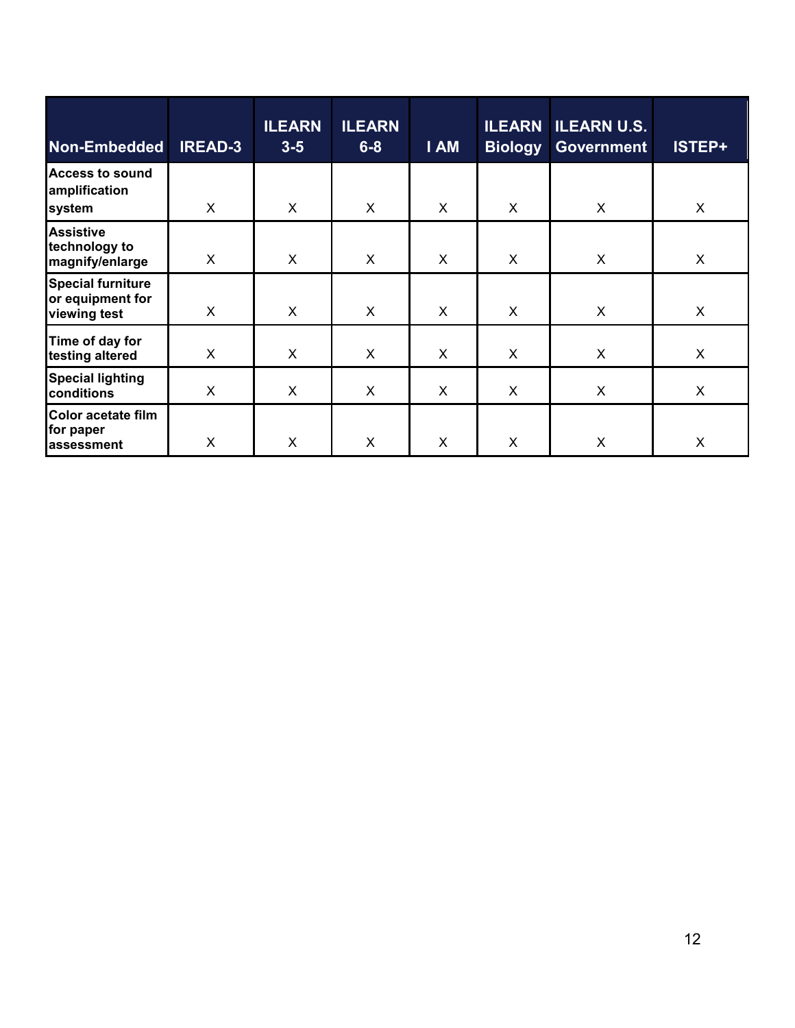| Non-Embedded | IREAD-3 | ILEARN 3-5 | ILEARN 6-8 | I AM | ILEARN Biology | ILEARN U.S. Government | ISTEP+ |
|---|---|---|---|---|---|---|---|
| Access to sound amplification system | X | X | X | X | X | X | X |
| Assistive technology to magnify/enlarge | X | X | X | X | X | X | X |
| Special furniture or equipment for viewing test | X | X | X | X | X | X | X |
| Time of day for testing altered | X | X | X | X | X | X | X |
| Special lighting conditions | X | X | X | X | X | X | X |
| Color acetate film for paper assessment | X | X | X | X | X | X | X |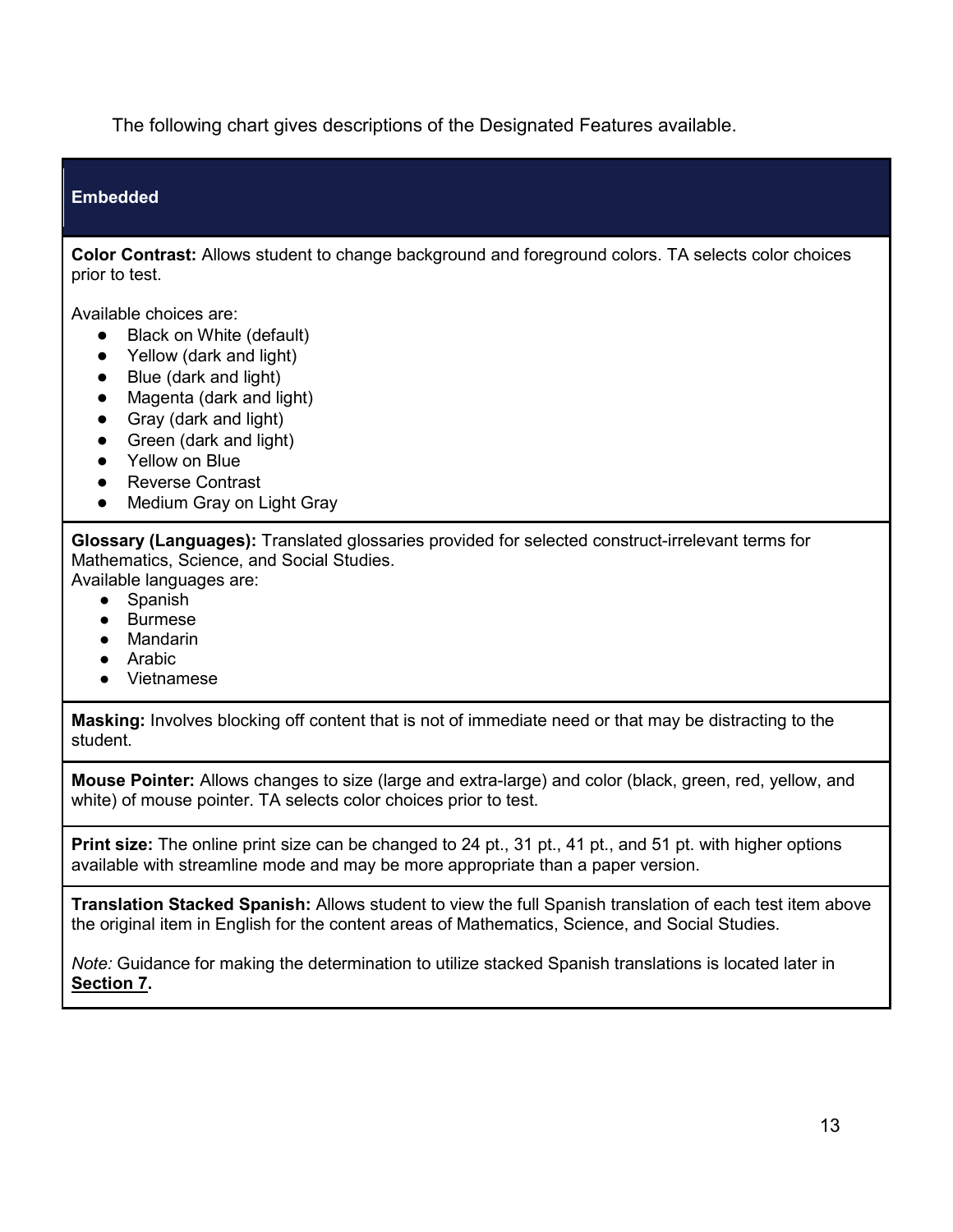The following chart gives descriptions of the Designated Features available.

| **Embedded** |
|---|
| **Color Contrast:** Allows student to change background and foreground colors. TA selects color choices prior to test.<br><br>Available choices are:<br>● Black on White (default)<br>● Yellow (dark and light)<br>● Blue (dark and light)<br>● Magenta (dark and light)<br>● Gray (dark and light)<br>● Green (dark and light)<br>● Yellow on Blue<br>● Reverse Contrast<br>● Medium Gray on Light Gray |
| **Glossary (Languages):** Translated glossaries provided for selected construct-irrelevant terms for Mathematics, Science, and Social Studies.<br>Available languages are:<br>● Spanish<br>● Burmese<br>● Mandarin<br>● Arabic<br>● Vietnamese |
| **Masking:** Involves blocking off content that is not of immediate need or that may be distracting to the student. |
| **Mouse Pointer:** Allows changes to size (large and extra-large) and color (black, green, red, yellow, and white) of mouse pointer. TA selects color choices prior to test. |
| **Print size:** The online print size can be changed to 24 pt., 31 pt., 41 pt., and 51 pt. with higher options available with streamline mode and may be more appropriate than a paper version. |
| **Translation Stacked Spanish:** Allows student to view the full Spanish translation of each test item above the original item in English for the content areas of Mathematics, Science, and Social Studies.<br><br>*Note:* Guidance for making the determination to utilize stacked Spanish translations is located later in **Section 7.** |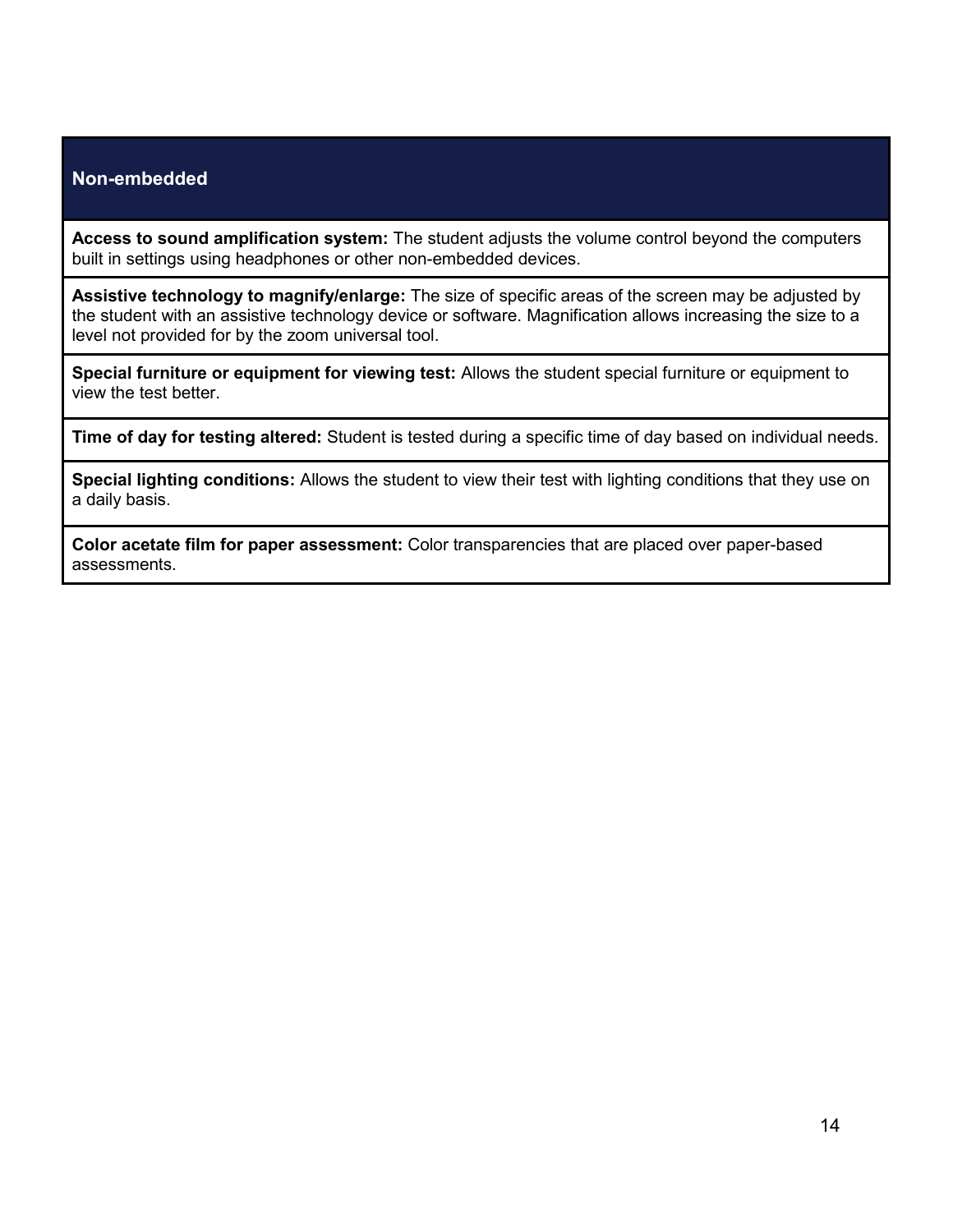| Non-embedded |
| --- |
| **Access to sound amplification system:** The student adjusts the volume control beyond the computers built in settings using headphones or other non-embedded devices. |
| **Assistive technology to magnify/enlarge:** The size of specific areas of the screen may be adjusted by the student with an assistive technology device or software. Magnification allows increasing the size to a level not provided for by the zoom universal tool. |
| **Special furniture or equipment for viewing test:** Allows the student special furniture or equipment to view the test better. |
| **Time of day for testing altered:** Student is tested during a specific time of day based on individual needs. |
| **Special lighting conditions:** Allows the student to view their test with lighting conditions that they use on a daily basis. |
| **Color acetate film for paper assessment:** Color transparencies that are placed over paper-based assessments. |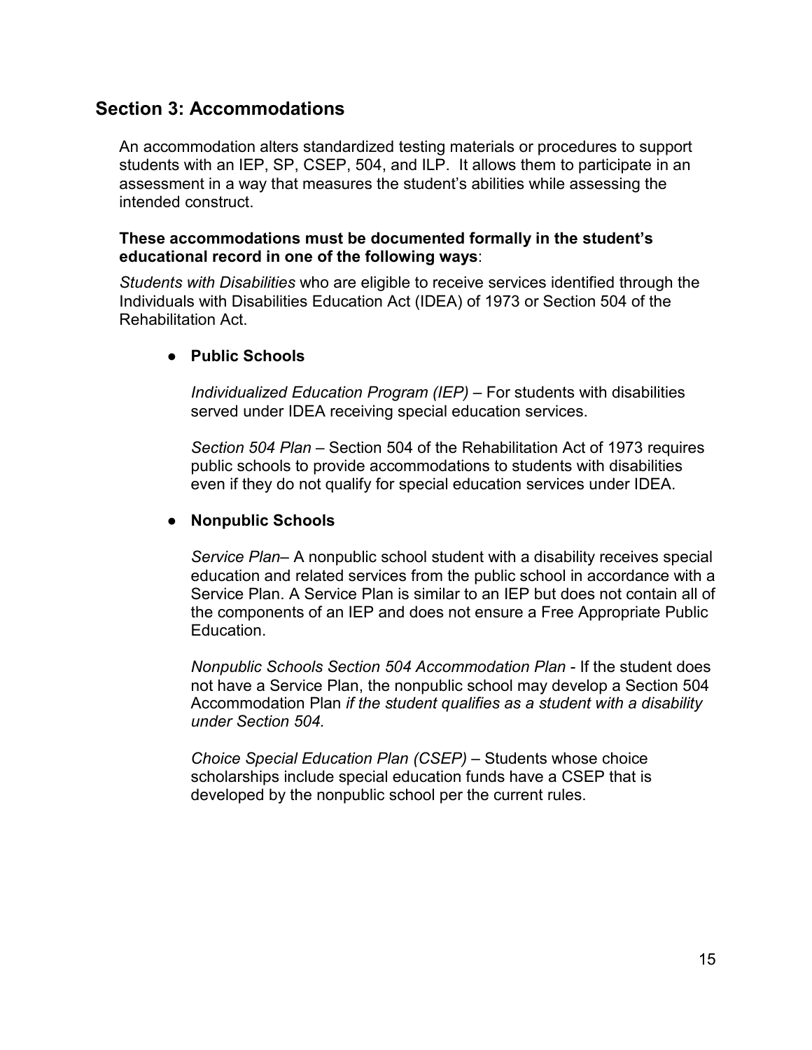## Section 3: Accommodations

An accommodation alters standardized testing materials or procedures to support students with an IEP, SP, CSEP, 504, and ILP. It allows them to participate in an assessment in a way that measures the student's abilities while assessing the intended construct.

**These accommodations must be documented formally in the student's educational record in one of the following ways**:

*Students with Disabilities* who are eligible to receive services identified through the Individuals with Disabilities Education Act (IDEA) of 1973 or Section 504 of the Rehabilitation Act.

- **Public Schools**

  *Individualized Education Program (IEP)* – For students with disabilities served under IDEA receiving special education services.

  *Section 504 Plan* – Section 504 of the Rehabilitation Act of 1973 requires public schools to provide accommodations to students with disabilities even if they do not qualify for special education services under IDEA.

- **Nonpublic Schools**

  *Service Plan*– A nonpublic school student with a disability receives special education and related services from the public school in accordance with a Service Plan. A Service Plan is similar to an IEP but does not contain all of the components of an IEP and does not ensure a Free Appropriate Public Education.

  *Nonpublic Schools Section 504 Accommodation Plan* - If the student does not have a Service Plan, the nonpublic school may develop a Section 504 Accommodation Plan *if the student qualifies as a student with a disability under Section 504.*

  *Choice Special Education Plan (CSEP)* – Students whose choice scholarships include special education funds have a CSEP that is developed by the nonpublic school per the current rules.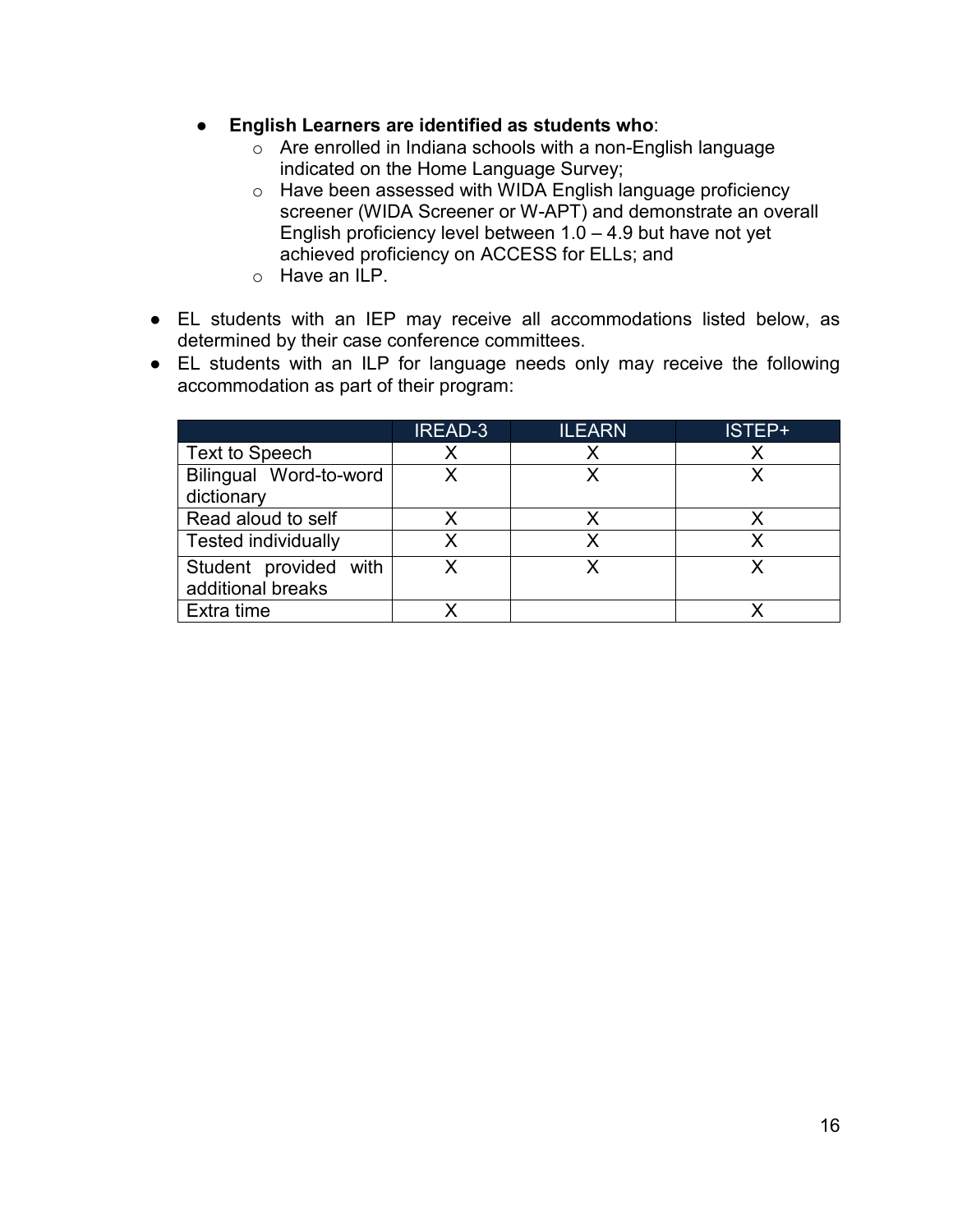- **English Learners are identified as students who**:
  - Are enrolled in Indiana schools with a non-English language indicated on the Home Language Survey;
  - Have been assessed with WIDA English language proficiency screener (WIDA Screener or W-APT) and demonstrate an overall English proficiency level between 1.0 – 4.9 but have not yet achieved proficiency on ACCESS for ELLs; and
  - Have an ILP.

- EL students with an IEP may receive all accommodations listed below, as determined by their case conference committees.
- EL students with an ILP for language needs only may receive the following accommodation as part of their program:

| | IREAD-3 | ILEARN | ISTEP+ |
|---|---|---|---|
| Text to Speech | X | X | X |
| Bilingual Word-to-word dictionary | X | X | X |
| Read aloud to self | X | X | X |
| Tested individually | X | X | X |
| Student provided with additional breaks | X | X | X |
| Extra time | X | | X |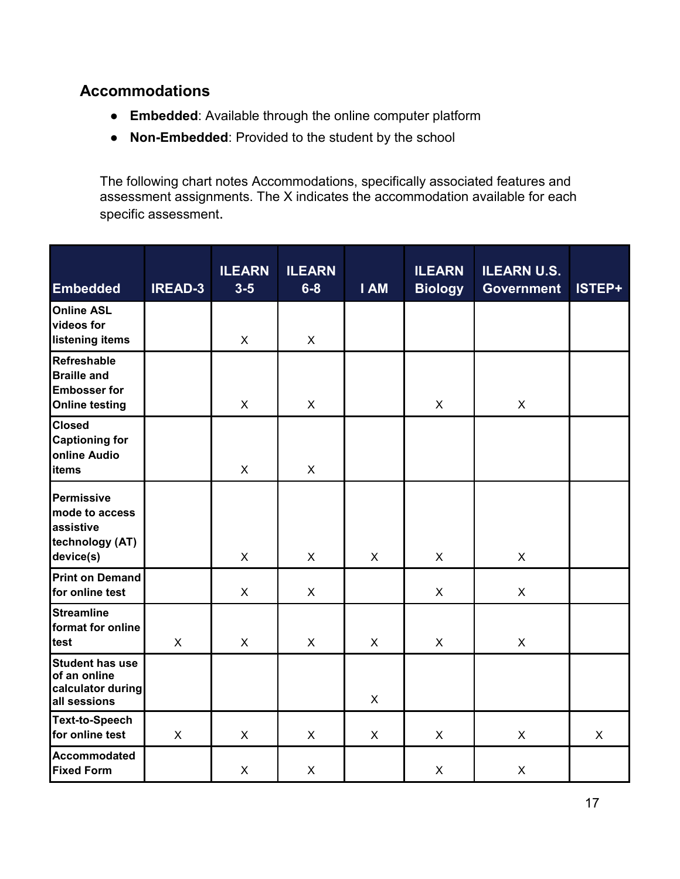## Accommodations

- **Embedded**: Available through the online computer platform
- **Non-Embedded**: Provided to the student by the school

The following chart notes Accommodations, specifically associated features and assessment assignments. The X indicates the accommodation available for each specific assessment.

| Embedded | IREAD-3 | ILEARN 3-5 | ILEARN 6-8 | I AM | ILEARN Biology | ILEARN U.S. Government | ISTEP+ |
|---|---|---|---|---|---|---|---|
| Online ASL videos for listening items | | X | X | | | | |
| Refreshable Braille and Embosser for Online testing | | X | X | | X | X | |
| Closed Captioning for online Audio items | | X | X | | | | |
| Permissive mode to access assistive technology (AT) device(s) | | X | X | X | X | X | |
| Print on Demand for online test | | X | X | | X | X | |
| Streamline format for online test | X | X | X | X | X | X | |
| Student has use of an online calculator during all sessions | | | | X | | | |
| Text-to-Speech for online test | X | X | X | X | X | X | X |
| Accommodated Fixed Form | | X | X | | X | X | |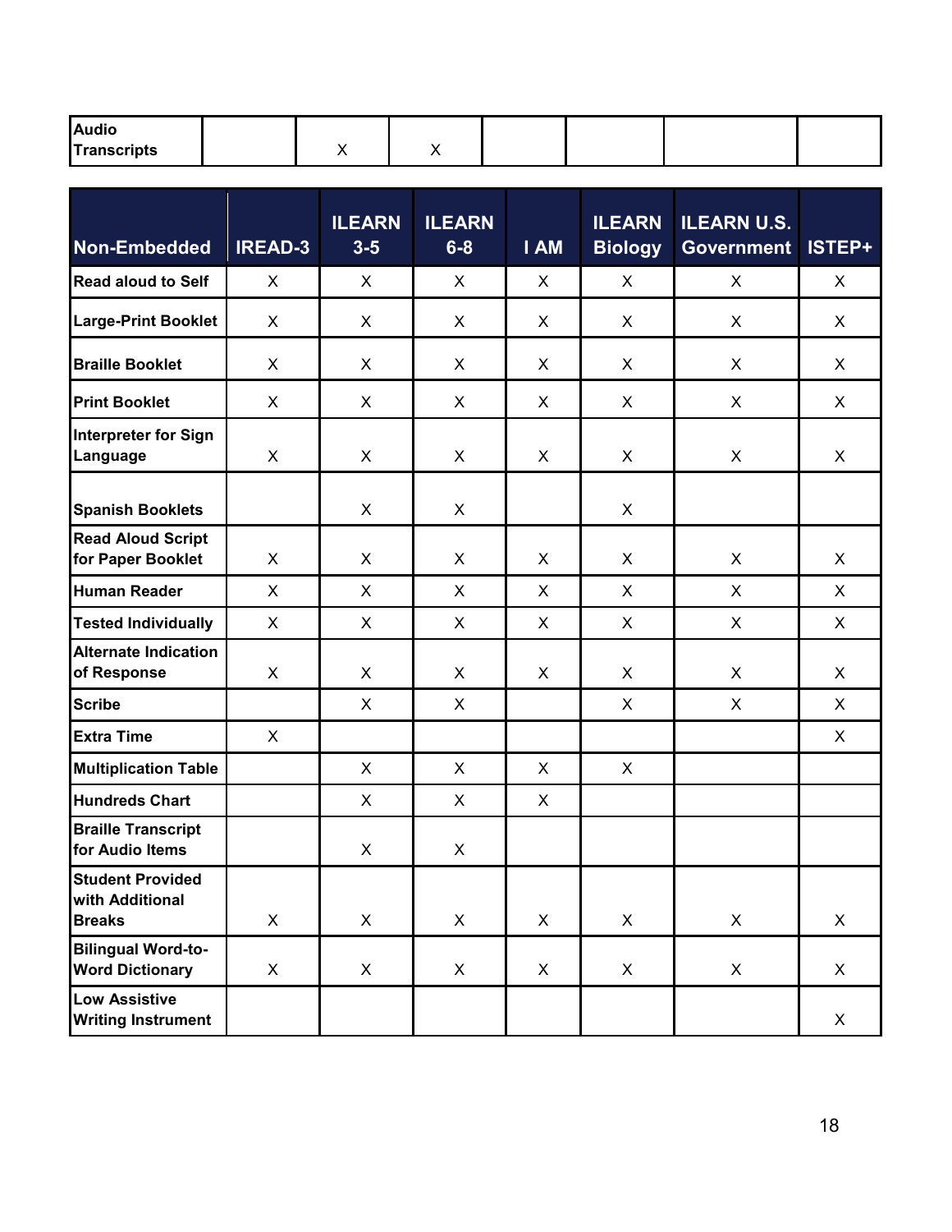| Audio Transcripts | | X | X | | | | |
|---|---|---|---|---|---|---|---|

| Non-Embedded | IREAD-3 | ILEARN 3-5 | ILEARN 6-8 | I AM | ILEARN Biology | ILEARN U.S. Government | ISTEP+ |
|---|---|---|---|---|---|---|---|
| Read aloud to Self | X | X | X | X | X | X | X |
| Large-Print Booklet | X | X | X | X | X | X | X |
| Braille Booklet | X | X | X | X | X | X | X |
| Print Booklet | X | X | X | X | X | X | X |
| Interpreter for Sign Language | X | X | X | X | X | X | X |
| Spanish Booklets | | X | X | | X | | |
| Read Aloud Script for Paper Booklet | X | X | X | X | X | X | X |
| Human Reader | X | X | X | X | X | X | X |
| Tested Individually | X | X | X | X | X | X | X |
| Alternate Indication of Response | X | X | X | X | X | X | X |
| Scribe | | X | X | | X | X | X |
| Extra Time | X | | | | | | X |
| Multiplication Table | | X | X | X | X | | |
| Hundreds Chart | | X | X | X | | | |
| Braille Transcript for Audio Items | | X | X | | | | |
| Student Provided with Additional Breaks | X | X | X | X | X | X | X |
| Bilingual Word-to-Word Dictionary | X | X | X | X | X | X | X |
| Low Assistive Writing Instrument | | | | | | | X |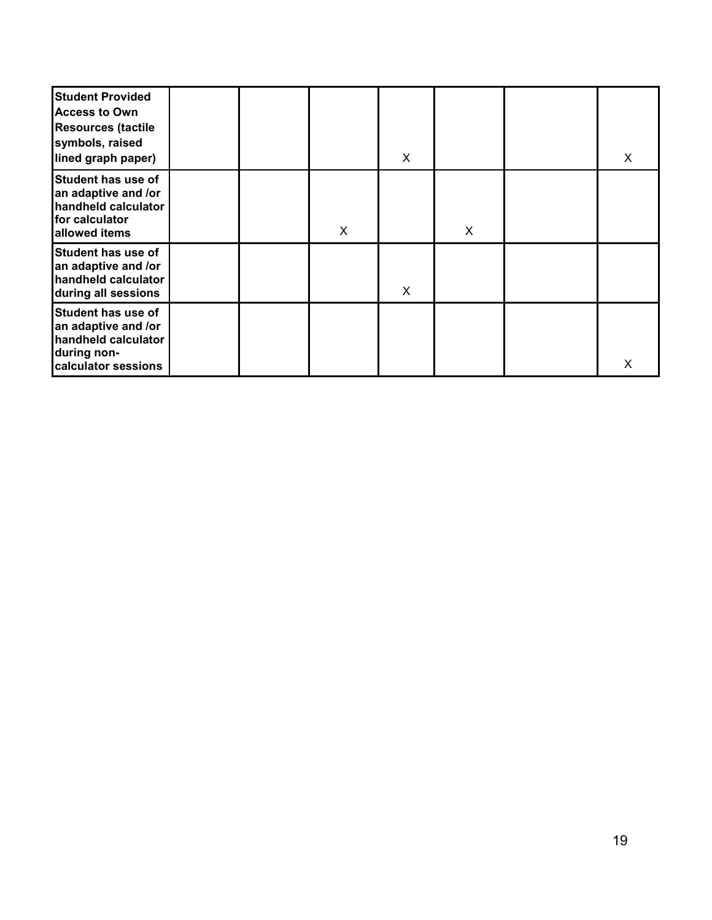| | | | | | | | |
|---|---|---|---|---|---|---|---|
| **Student Provided Access to Own Resources (tactile symbols, raised lined graph paper)** | | | | X | | | X |
| **Student has use of an adaptive and /or handheld calculator for calculator allowed items** | | | X | | X | | |
| **Student has use of an adaptive and /or handheld calculator during all sessions** | | | | X | | | |
| **Student has use of an adaptive and /or handheld calculator during non-calculator sessions** | | | | | | | X |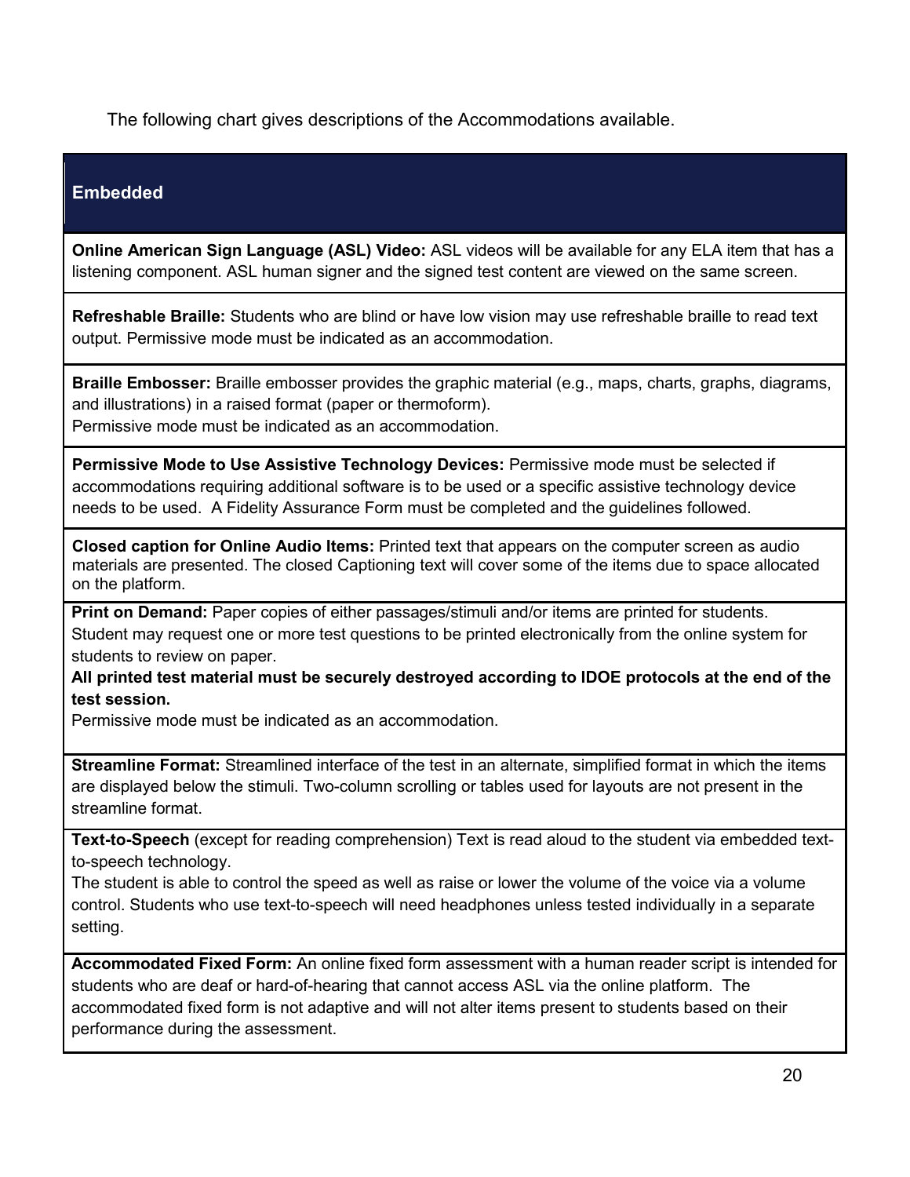The following chart gives descriptions of the Accommodations available.

| Embedded |
| --- |
| **Online American Sign Language (ASL) Video:** ASL videos will be available for any ELA item that has a listening component. ASL human signer and the signed test content are viewed on the same screen. |
| **Refreshable Braille:** Students who are blind or have low vision may use refreshable braille to read text output. Permissive mode must be indicated as an accommodation. |
| **Braille Embosser:** Braille embosser provides the graphic material (e.g., maps, charts, graphs, diagrams, and illustrations) in a raised format (paper or thermoform).<br>Permissive mode must be indicated as an accommodation. |
| **Permissive Mode to Use Assistive Technology Devices:** Permissive mode must be selected if accommodations requiring additional software is to be used or a specific assistive technology device needs to be used. A Fidelity Assurance Form must be completed and the guidelines followed. |
| **Closed caption for Online Audio Items:** Printed text that appears on the computer screen as audio materials are presented. The closed Captioning text will cover some of the items due to space allocated on the platform. |
| **Print on Demand:** Paper copies of either passages/stimuli and/or items are printed for students. Student may request one or more test questions to be printed electronically from the online system for students to review on paper.<br>**All printed test material must be securely destroyed according to IDOE protocols at the end of the test session.**<br>Permissive mode must be indicated as an accommodation. |
| **Streamline Format:** Streamlined interface of the test in an alternate, simplified format in which the items are displayed below the stimuli. Two-column scrolling or tables used for layouts are not present in the streamline format. |
| **Text-to-Speech** (except for reading comprehension) Text is read aloud to the student via embedded text-to-speech technology.<br>The student is able to control the speed as well as raise or lower the volume of the voice via a volume control. Students who use text-to-speech will need headphones unless tested individually in a separate setting. |
| **Accommodated Fixed Form:** An online fixed form assessment with a human reader script is intended for students who are deaf or hard-of-hearing that cannot access ASL via the online platform. The accommodated fixed form is not adaptive and will not alter items present to students based on their performance during the assessment. |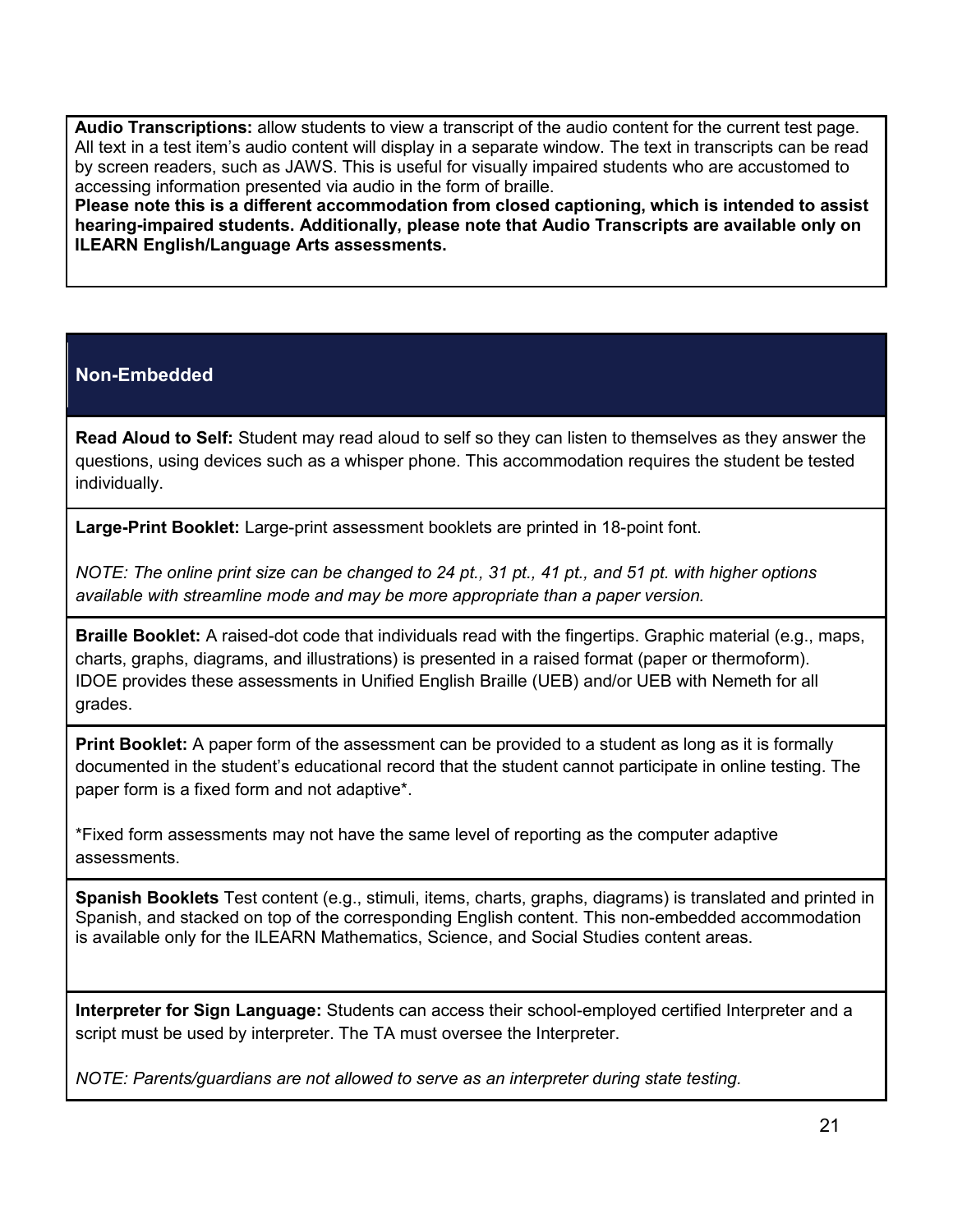**Audio Transcriptions:** allow students to view a transcript of the audio content for the current test page. All text in a test item's audio content will display in a separate window. The text in transcripts can be read by screen readers, such as JAWS. This is useful for visually impaired students who are accustomed to accessing information presented via audio in the form of braille.
**Please note this is a different accommodation from closed captioning, which is intended to assist hearing-impaired students. Additionally, please note that Audio Transcripts are available only on ILEARN English/Language Arts assessments.**

## Non-Embedded

**Read Aloud to Self:** Student may read aloud to self so they can listen to themselves as they answer the questions, using devices such as a whisper phone. This accommodation requires the student be tested individually.

**Large-Print Booklet:** Large-print assessment booklets are printed in 18-point font.

*NOTE: The online print size can be changed to 24 pt., 31 pt., 41 pt., and 51 pt. with higher options available with streamline mode and may be more appropriate than a paper version.*

**Braille Booklet:** A raised-dot code that individuals read with the fingertips. Graphic material (e.g., maps, charts, graphs, diagrams, and illustrations) is presented in a raised format (paper or thermoform). IDOE provides these assessments in Unified English Braille (UEB) and/or UEB with Nemeth for all grades.

**Print Booklet:** A paper form of the assessment can be provided to a student as long as it is formally documented in the student's educational record that the student cannot participate in online testing. The paper form is a fixed form and not adaptive*.

*Fixed form assessments may not have the same level of reporting as the computer adaptive assessments.

**Spanish Booklets** Test content (e.g., stimuli, items, charts, graphs, diagrams) is translated and printed in Spanish, and stacked on top of the corresponding English content. This non-embedded accommodation is available only for the ILEARN Mathematics, Science, and Social Studies content areas.

**Interpreter for Sign Language:** Students can access their school-employed certified Interpreter and a script must be used by interpreter. The TA must oversee the Interpreter.

*NOTE: Parents/guardians are not allowed to serve as an interpreter during state testing.*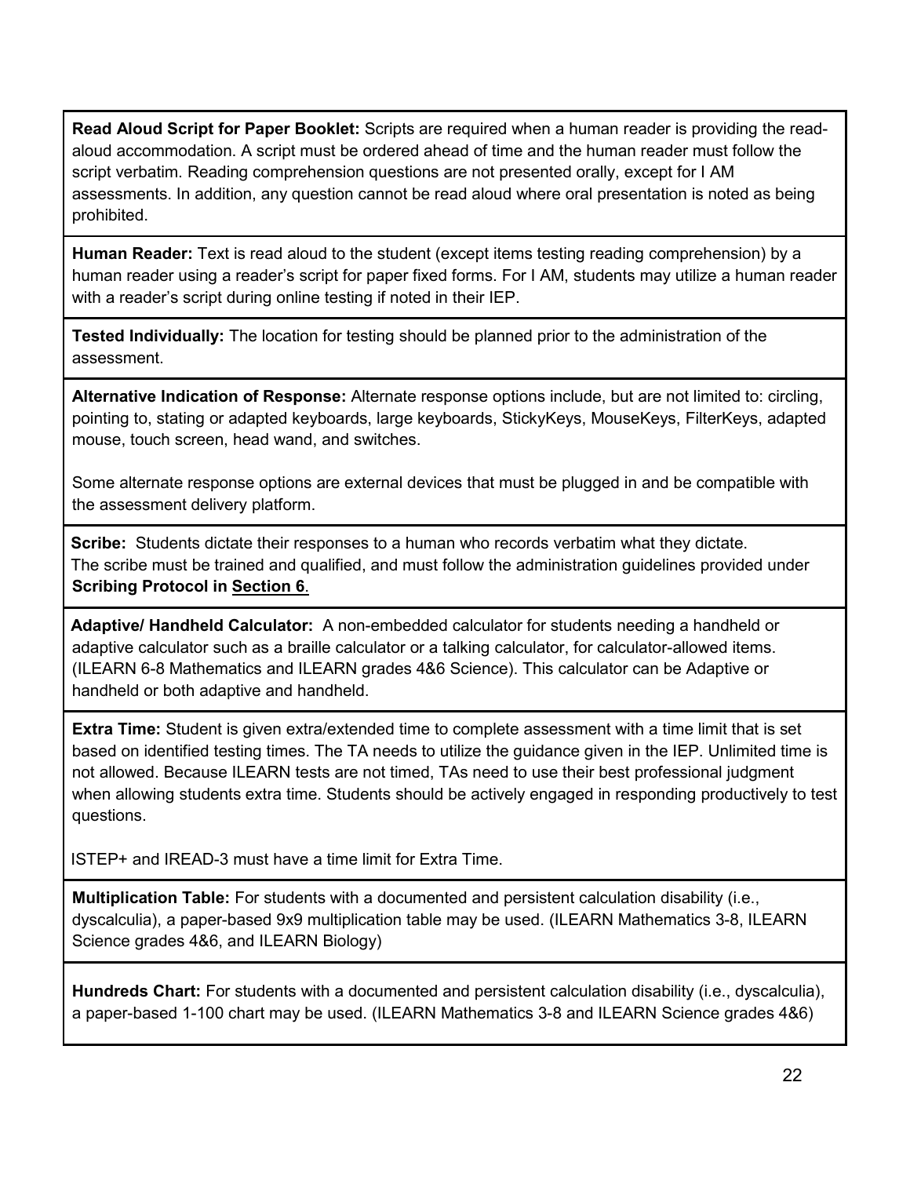**Read Aloud Script for Paper Booklet:** Scripts are required when a human reader is providing the read-aloud accommodation. A script must be ordered ahead of time and the human reader must follow the script verbatim. Reading comprehension questions are not presented orally, except for I AM assessments. In addition, any question cannot be read aloud where oral presentation is noted as being prohibited.

**Human Reader:** Text is read aloud to the student (except items testing reading comprehension) by a human reader using a reader's script for paper fixed forms. For I AM, students may utilize a human reader with a reader's script during online testing if noted in their IEP.

**Tested Individually:** The location for testing should be planned prior to the administration of the assessment.

**Alternative Indication of Response:** Alternate response options include, but are not limited to: circling, pointing to, stating or adapted keyboards, large keyboards, StickyKeys, MouseKeys, FilterKeys, adapted mouse, touch screen, head wand, and switches.

Some alternate response options are external devices that must be plugged in and be compatible with the assessment delivery platform.

**Scribe:** Students dictate their responses to a human who records verbatim what they dictate. The scribe must be trained and qualified, and must follow the administration guidelines provided under **Scribing Protocol in <u>Section 6</u>**.

**Adaptive/ Handheld Calculator:** A non-embedded calculator for students needing a handheld or adaptive calculator such as a braille calculator or a talking calculator, for calculator-allowed items. (ILEARN 6-8 Mathematics and ILEARN grades 4&6 Science). This calculator can be Adaptive or handheld or both adaptive and handheld.

**Extra Time:** Student is given extra/extended time to complete assessment with a time limit that is set based on identified testing times. The TA needs to utilize the guidance given in the IEP. Unlimited time is not allowed. Because ILEARN tests are not timed, TAs need to use their best professional judgment when allowing students extra time. Students should be actively engaged in responding productively to test questions.

ISTEP+ and IREAD-3 must have a time limit for Extra Time.

**Multiplication Table:** For students with a documented and persistent calculation disability (i.e., dyscalculia), a paper-based 9x9 multiplication table may be used. (ILEARN Mathematics 3-8, ILEARN Science grades 4&6, and ILEARN Biology)

**Hundreds Chart:** For students with a documented and persistent calculation disability (i.e., dyscalculia), a paper-based 1-100 chart may be used. (ILEARN Mathematics 3-8 and ILEARN Science grades 4&6)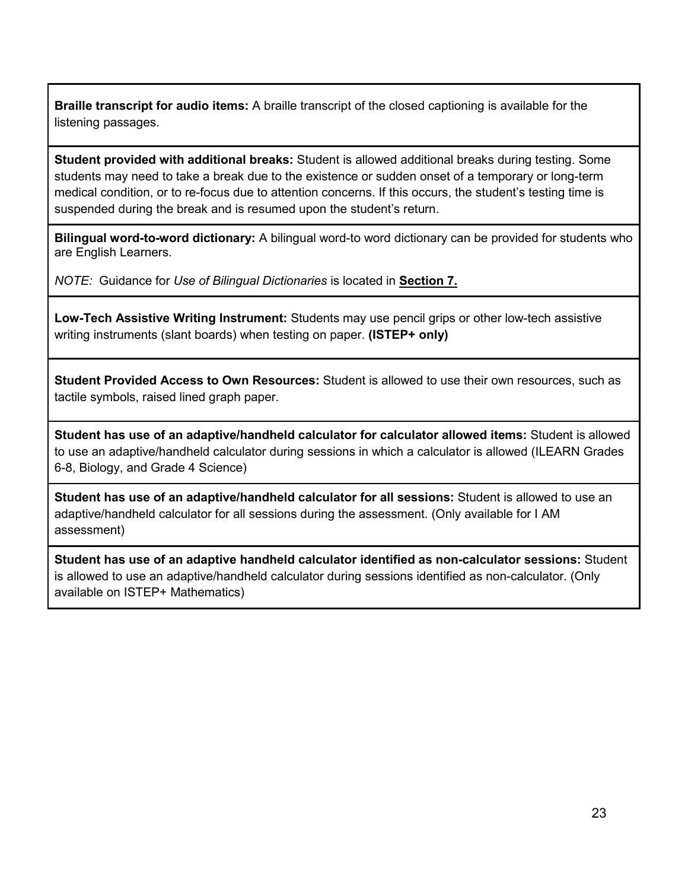| |
|---|
| **Braille transcript for audio items:** A braille transcript of the closed captioning is available for the listening passages. |
| **Student provided with additional breaks:** Student is allowed additional breaks during testing. Some students may need to take a break due to the existence or sudden onset of a temporary or long-term medical condition, or to re-focus due to attention concerns. If this occurs, the student's testing time is suspended during the break and is resumed upon the student's return. |
| **Bilingual word-to-word dictionary:** A bilingual word-to word dictionary can be provided for students who are English Learners. <br><br> *NOTE:* Guidance for *Use of Bilingual Dictionaries* is located in **Section 7.** |
| **Low-Tech Assistive Writing Instrument:** Students may use pencil grips or other low-tech assistive writing instruments (slant boards) when testing on paper. **(ISTEP+ only)** |
| **Student Provided Access to Own Resources:** Student is allowed to use their own resources, such as tactile symbols, raised lined graph paper. |
| **Student has use of an adaptive/handheld calculator for calculator allowed items:** Student is allowed to use an adaptive/handheld calculator during sessions in which a calculator is allowed (ILEARN Grades 6-8, Biology, and Grade 4 Science) |
| **Student has use of an adaptive/handheld calculator for all sessions:** Student is allowed to use an adaptive/handheld calculator for all sessions during the assessment. (Only available for I AM assessment) |
| **Student has use of an adaptive handheld calculator identified as non-calculator sessions:** Student is allowed to use an adaptive/handheld calculator during sessions identified as non-calculator. (Only available on ISTEP+ Mathematics) |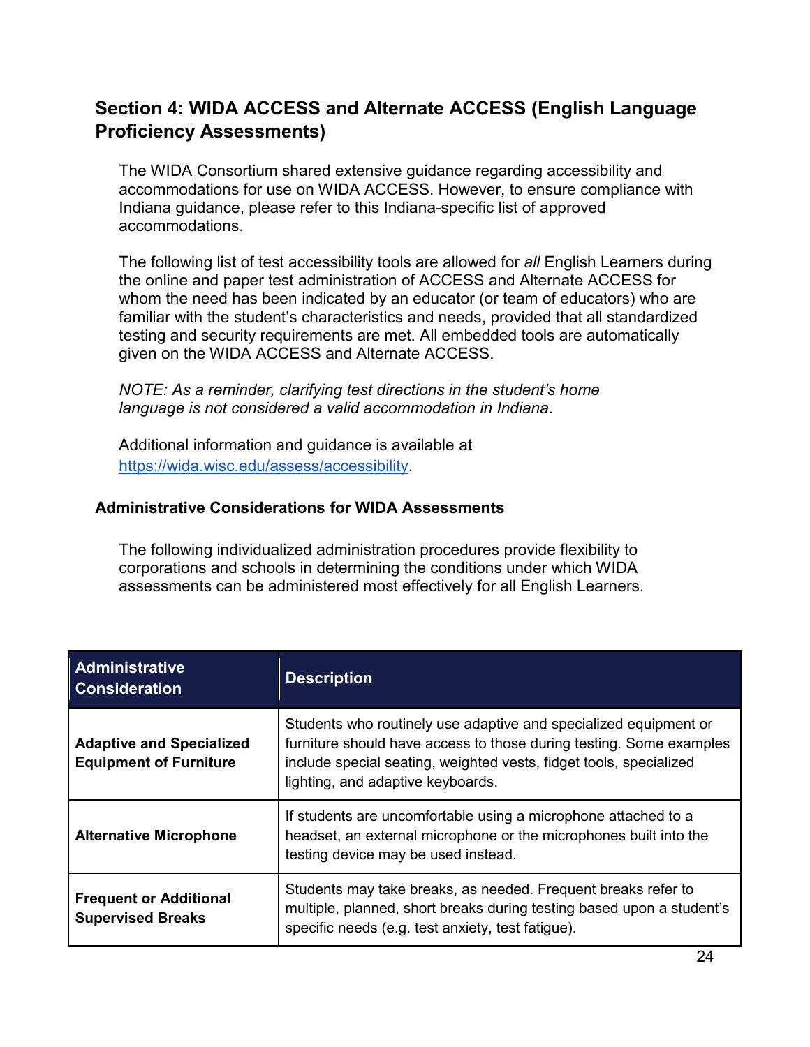## Section 4: WIDA ACCESS and Alternate ACCESS (English Language Proficiency Assessments)

The WIDA Consortium shared extensive guidance regarding accessibility and accommodations for use on WIDA ACCESS. However, to ensure compliance with Indiana guidance, please refer to this Indiana-specific list of approved accommodations.

The following list of test accessibility tools are allowed for *all* English Learners during the online and paper test administration of ACCESS and Alternate ACCESS for whom the need has been indicated by an educator (or team of educators) who are familiar with the student's characteristics and needs, provided that all standardized testing and security requirements are met. All embedded tools are automatically given on the WIDA ACCESS and Alternate ACCESS.

*NOTE: As a reminder, clarifying test directions in the student's home language is not considered a valid accommodation in Indiana*.

Additional information and guidance is available at https://wida.wisc.edu/assess/accessibility.

### Administrative Considerations for WIDA Assessments

The following individualized administration procedures provide flexibility to corporations and schools in determining the conditions under which WIDA assessments can be administered most effectively for all English Learners.

| Administrative Consideration | Description |
|---|---|
| **Adaptive and Specialized Equipment of Furniture** | Students who routinely use adaptive and specialized equipment or furniture should have access to those during testing. Some examples include special seating, weighted vests, fidget tools, specialized lighting, and adaptive keyboards. |
| **Alternative Microphone** | If students are uncomfortable using a microphone attached to a headset, an external microphone or the microphones built into the testing device may be used instead. |
| **Frequent or Additional Supervised Breaks** | Students may take breaks, as needed. Frequent breaks refer to multiple, planned, short breaks during testing based upon a student's specific needs (e.g. test anxiety, test fatigue). |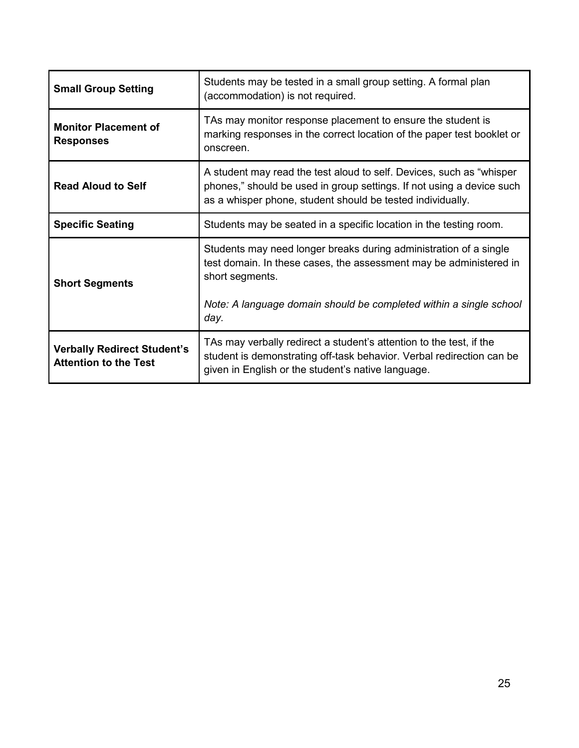| | |
|---|---|
| **Small Group Setting** | Students may be tested in a small group setting. A formal plan (accommodation) is not required. |
| **Monitor Placement of Responses** | TAs may monitor response placement to ensure the student is marking responses in the correct location of the paper test booklet or onscreen. |
| **Read Aloud to Self** | A student may read the test aloud to self. Devices, such as "whisper phones," should be used in group settings. If not using a device such as a whisper phone, student should be tested individually. |
| **Specific Seating** | Students may be seated in a specific location in the testing room. |
| **Short Segments** | Students may need longer breaks during administration of a single test domain. In these cases, the assessment may be administered in short segments.<br><br>*Note: A language domain should be completed within a single school day.* |
| **Verbally Redirect Student's Attention to the Test** | TAs may verbally redirect a student's attention to the test, if the student is demonstrating off-task behavior. Verbal redirection can be given in English or the student's native language. |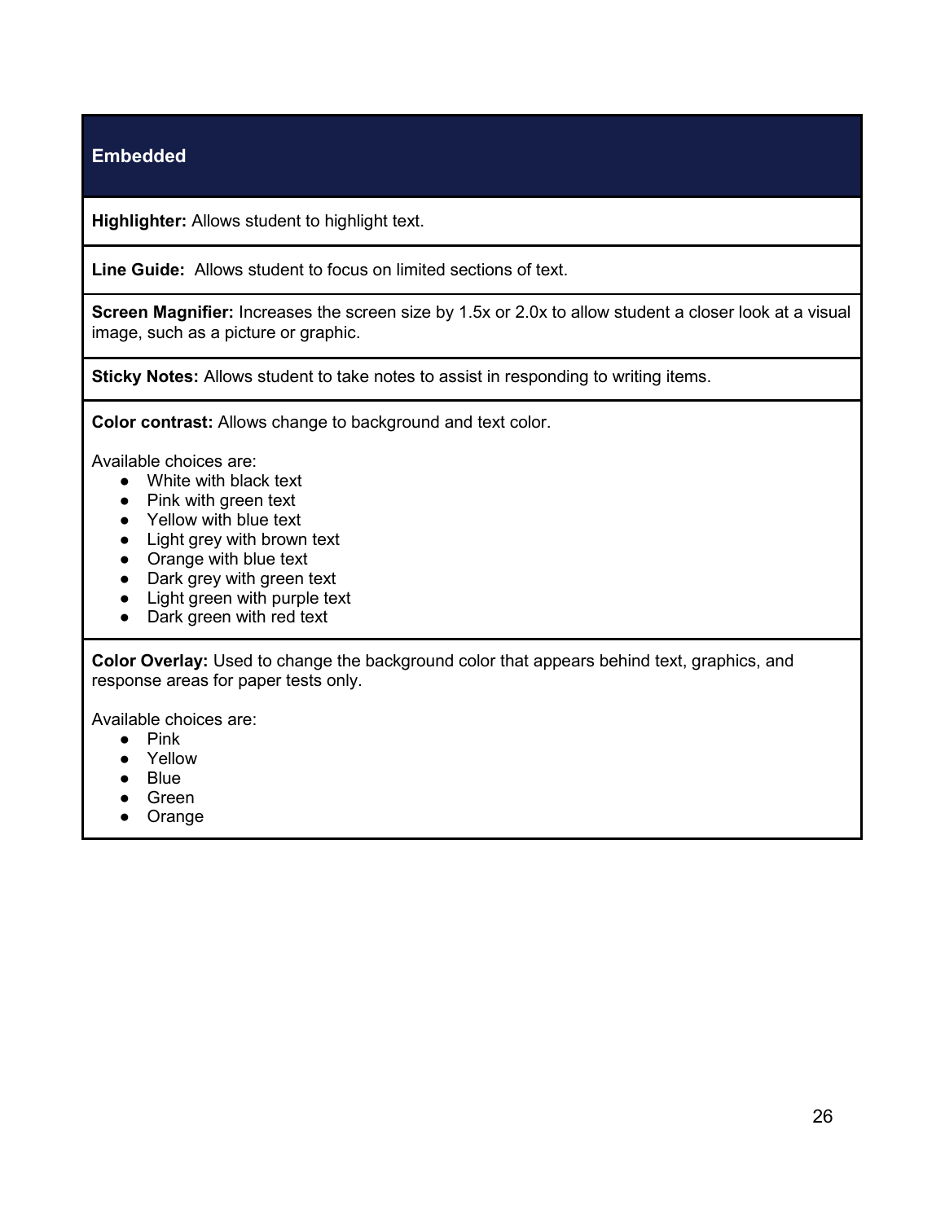| Embedded |
|---|
| **Highlighter:** Allows student to highlight text. |
| **Line Guide:** Allows student to focus on limited sections of text. |
| **Screen Magnifier:** Increases the screen size by 1.5x or 2.0x to allow student a closer look at a visual image, such as a picture or graphic. |
| **Sticky Notes:** Allows student to take notes to assist in responding to writing items. |
| **Color contrast:** Allows change to background and text color.<br><br>Available choices are:<br>● White with black text<br>● Pink with green text<br>● Yellow with blue text<br>● Light grey with brown text<br>● Orange with blue text<br>● Dark grey with green text<br>● Light green with purple text<br>● Dark green with red text |
| **Color Overlay:** Used to change the background color that appears behind text, graphics, and response areas for paper tests only.<br><br>Available choices are:<br>● Pink<br>● Yellow<br>● Blue<br>● Green<br>● Orange |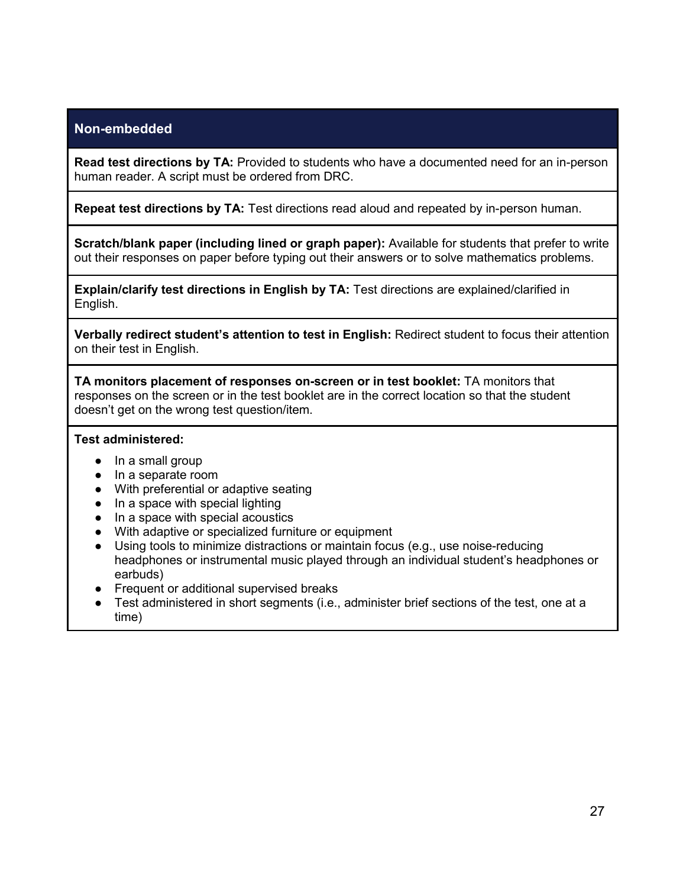## Non-embedded

**Read test directions by TA:** Provided to students who have a documented need for an in-person human reader. A script must be ordered from DRC.

**Repeat test directions by TA:** Test directions read aloud and repeated by in-person human.

**Scratch/blank paper (including lined or graph paper):** Available for students that prefer to write out their responses on paper before typing out their answers or to solve mathematics problems.

**Explain/clarify test directions in English by TA:** Test directions are explained/clarified in English.

**Verbally redirect student's attention to test in English:** Redirect student to focus their attention on their test in English.

**TA monitors placement of responses on-screen or in test booklet:** TA monitors that responses on the screen or in the test booklet are in the correct location so that the student doesn't get on the wrong test question/item.

**Test administered:**

- In a small group
- In a separate room
- With preferential or adaptive seating
- In a space with special lighting
- In a space with special acoustics
- With adaptive or specialized furniture or equipment
- Using tools to minimize distractions or maintain focus (e.g., use noise-reducing headphones or instrumental music played through an individual student's headphones or earbuds)
- Frequent or additional supervised breaks
- Test administered in short segments (i.e., administer brief sections of the test, one at a time)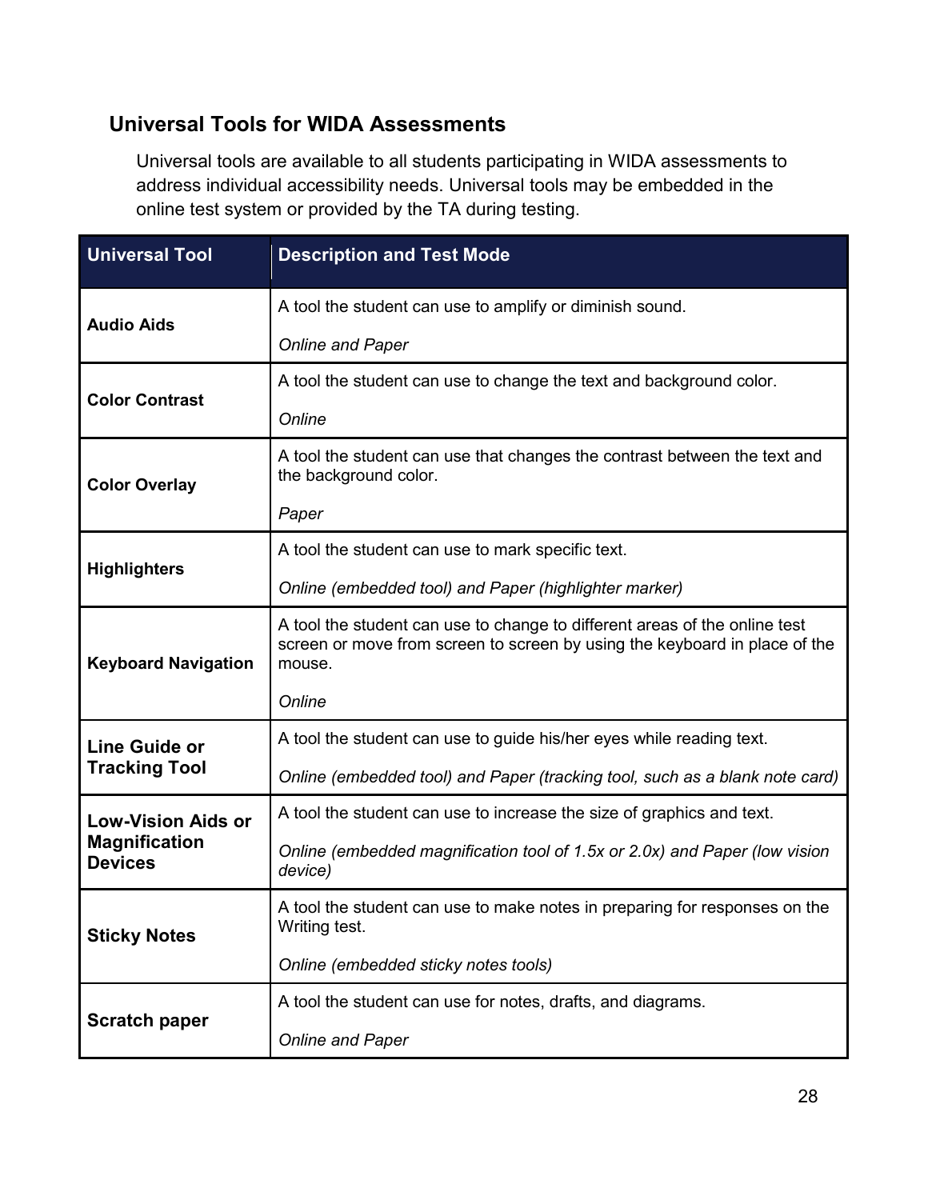## Universal Tools for WIDA Assessments

Universal tools are available to all students participating in WIDA assessments to address individual accessibility needs. Universal tools may be embedded in the online test system or provided by the TA during testing.

| Universal Tool | Description and Test Mode |
| --- | --- |
| **Audio Aids** | A tool the student can use to amplify or diminish sound.<br><br>*Online and Paper* |
| **Color Contrast** | A tool the student can use to change the text and background color.<br><br>*Online* |
| **Color Overlay** | A tool the student can use that changes the contrast between the text and the background color.<br><br>*Paper* |
| **Highlighters** | A tool the student can use to mark specific text.<br><br>*Online (embedded tool) and Paper (highlighter marker)* |
| **Keyboard Navigation** | A tool the student can use to change to different areas of the online test screen or move from screen to screen by using the keyboard in place of the mouse.<br><br>*Online* |
| **Line Guide or Tracking Tool** | A tool the student can use to guide his/her eyes while reading text.<br><br>*Online (embedded tool) and Paper (tracking tool, such as a blank note card)* |
| **Low-Vision Aids or Magnification Devices** | A tool the student can use to increase the size of graphics and text.<br><br>*Online (embedded magnification tool of 1.5x or 2.0x) and Paper (low vision device)* |
| **Sticky Notes** | A tool the student can use to make notes in preparing for responses on the Writing test.<br><br>*Online (embedded sticky notes tools)* |
| **Scratch paper** | A tool the student can use for notes, drafts, and diagrams.<br><br>*Online and Paper* |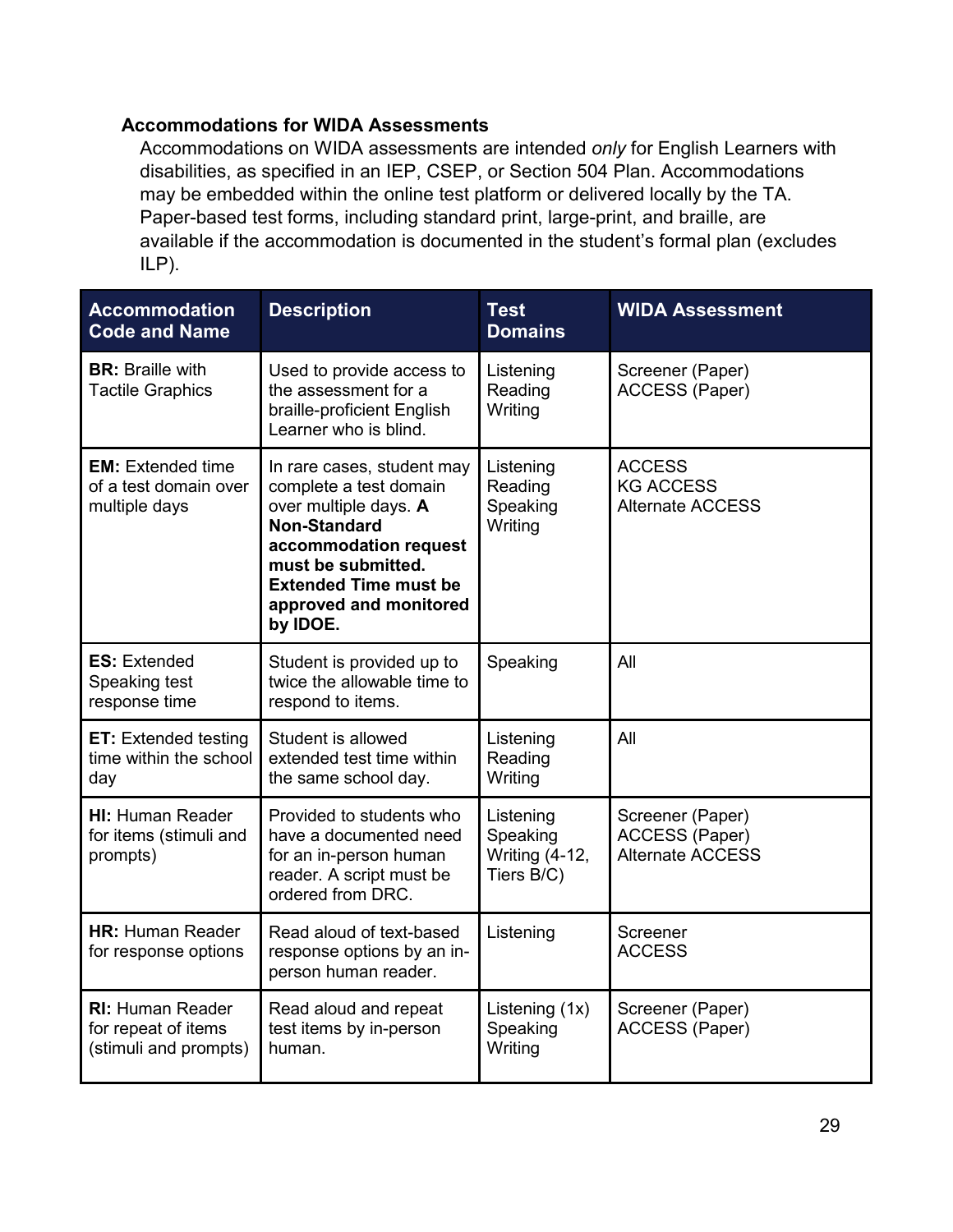### Accommodations for WIDA Assessments

Accommodations on WIDA assessments are intended *only* for English Learners with disabilities, as specified in an IEP, CSEP, or Section 504 Plan. Accommodations may be embedded within the online test platform or delivered locally by the TA. Paper-based test forms, including standard print, large-print, and braille, are available if the accommodation is documented in the student's formal plan (excludes ILP).

| Accommodation Code and Name | Description | Test Domains | WIDA Assessment |
|---|---|---|---|
| **BR:** Braille with Tactile Graphics | Used to provide access to the assessment for a braille-proficient English Learner who is blind. | Listening<br>Reading<br>Writing | Screener (Paper)<br>ACCESS (Paper) |
| **EM:** Extended time of a test domain over multiple days | In rare cases, student may complete a test domain over multiple days. **A Non-Standard accommodation request must be submitted. Extended Time must be approved and monitored by IDOE.** | Listening<br>Reading<br>Speaking<br>Writing | ACCESS<br>KG ACCESS<br>Alternate ACCESS |
| **ES:** Extended Speaking test response time | Student is provided up to twice the allowable time to respond to items. | Speaking | All |
| **ET:** Extended testing time within the school day | Student is allowed extended test time within the same school day. | Listening<br>Reading<br>Writing | All |
| **HI:** Human Reader for items (stimuli and prompts) | Provided to students who have a documented need for an in-person human reader. A script must be ordered from DRC. | Listening<br>Speaking<br>Writing (4-12, Tiers B/C) | Screener (Paper)<br>ACCESS (Paper)<br>Alternate ACCESS |
| **HR:** Human Reader for response options | Read aloud of text-based response options by an in-person human reader. | Listening | Screener<br>ACCESS |
| **RI:** Human Reader for repeat of items (stimuli and prompts) | Read aloud and repeat test items by in-person human. | Listening (1x)<br>Speaking<br>Writing | Screener (Paper)<br>ACCESS (Paper) |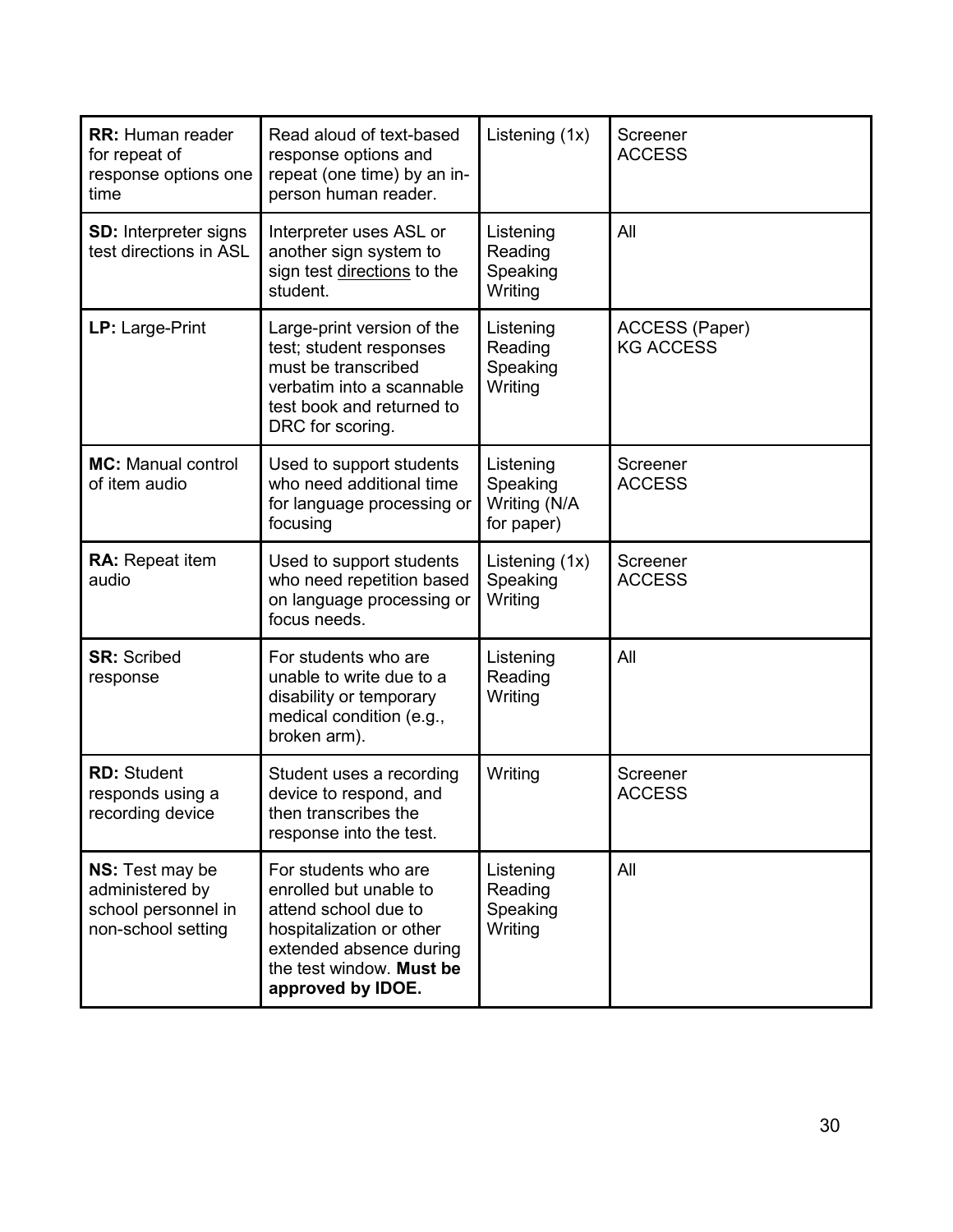| | | | |
|---|---|---|---|
| **RR:** Human reader for repeat of response options one time | Read aloud of text-based response options and repeat (one time) by an in-person human reader. | Listening (1x) | Screener<br>ACCESS |
| **SD:** Interpreter signs test directions in ASL | Interpreter uses ASL or another sign system to sign test directions to the student. | Listening<br>Reading<br>Speaking<br>Writing | All |
| **LP:** Large-Print | Large-print version of the test; student responses must be transcribed verbatim into a scannable test book and returned to DRC for scoring. | Listening<br>Reading<br>Speaking<br>Writing | ACCESS (Paper)<br>KG ACCESS |
| **MC:** Manual control of item audio | Used to support students who need additional time for language processing or focusing | Listening<br>Speaking<br>Writing (N/A for paper) | Screener<br>ACCESS |
| **RA:** Repeat item audio | Used to support students who need repetition based on language processing or focus needs. | Listening (1x)<br>Speaking<br>Writing | Screener<br>ACCESS |
| **SR:** Scribed response | For students who are unable to write due to a disability or temporary medical condition (e.g., broken arm). | Listening<br>Reading<br>Writing | All |
| **RD:** Student responds using a recording device | Student uses a recording device to respond, and then transcribes the response into the test. | Writing | Screener<br>ACCESS |
| **NS:** Test may be administered by school personnel in non-school setting | For students who are enrolled but unable to attend school due to hospitalization or other extended absence during the test window. **Must be approved by IDOE.** | Listening<br>Reading<br>Speaking<br>Writing | All |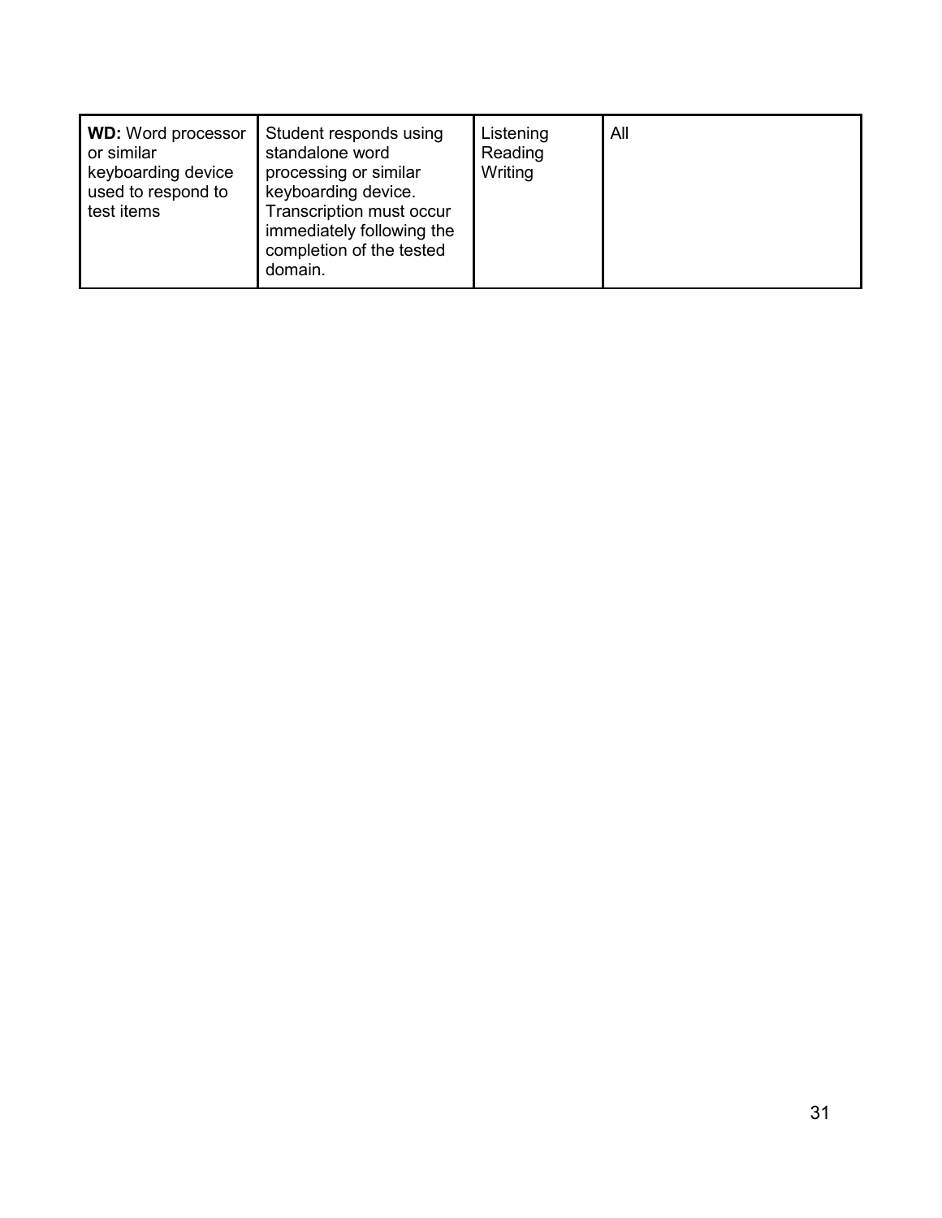| **WD:** Word processor or similar keyboarding device used to respond to test items | Student responds using standalone word processing or similar keyboarding device. Transcription must occur immediately following the completion of the tested domain. | Listening<br>Reading<br>Writing | All |
|---|---|---|---|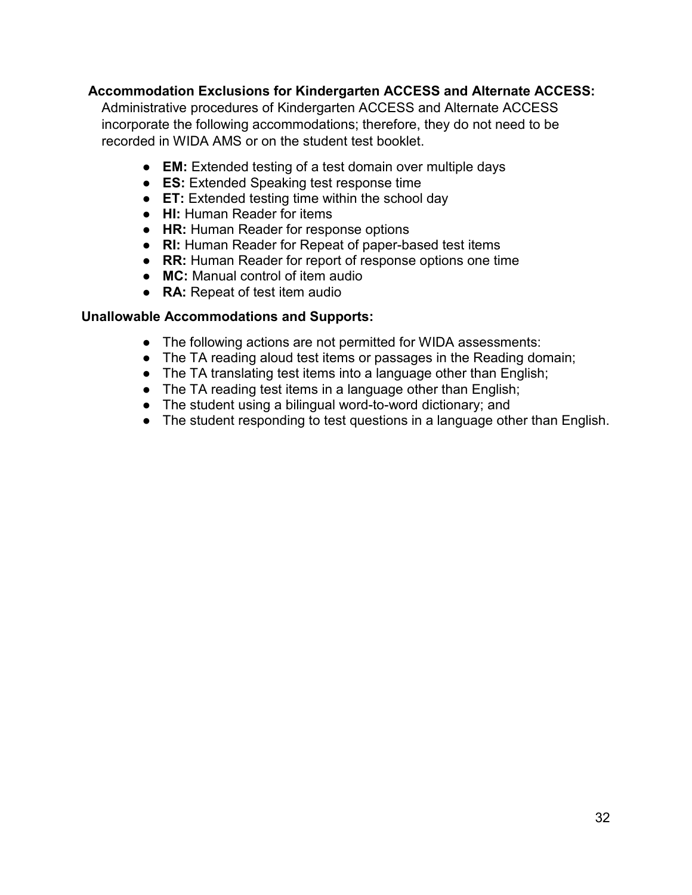**Accommodation Exclusions for Kindergarten ACCESS and Alternate ACCESS:**

Administrative procedures of Kindergarten ACCESS and Alternate ACCESS incorporate the following accommodations; therefore, they do not need to be recorded in WIDA AMS or on the student test booklet.

- **EM:** Extended testing of a test domain over multiple days
- **ES:** Extended Speaking test response time
- **ET:** Extended testing time within the school day
- **HI:** Human Reader for items
- **HR:** Human Reader for response options
- **RI:** Human Reader for Repeat of paper-based test items
- **RR:** Human Reader for report of response options one time
- **MC:** Manual control of item audio
- **RA:** Repeat of test item audio

**Unallowable Accommodations and Supports:**

- The following actions are not permitted for WIDA assessments:
- The TA reading aloud test items or passages in the Reading domain;
- The TA translating test items into a language other than English;
- The TA reading test items in a language other than English;
- The student using a bilingual word-to-word dictionary; and
- The student responding to test questions in a language other than English.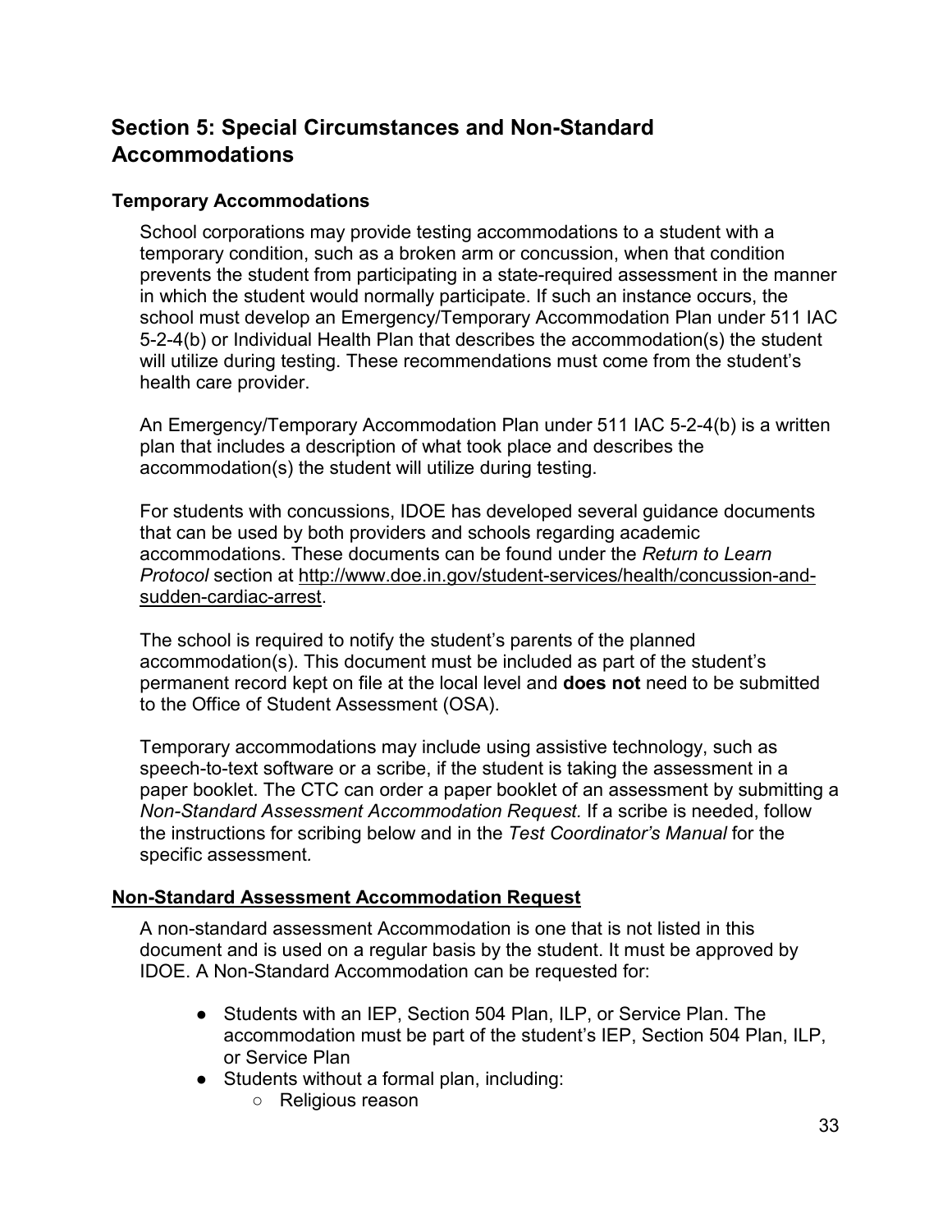## Section 5: Special Circumstances and Non-Standard Accommodations

### Temporary Accommodations

School corporations may provide testing accommodations to a student with a temporary condition, such as a broken arm or concussion, when that condition prevents the student from participating in a state-required assessment in the manner in which the student would normally participate. If such an instance occurs, the school must develop an Emergency/Temporary Accommodation Plan under 511 IAC 5-2-4(b) or Individual Health Plan that describes the accommodation(s) the student will utilize during testing. These recommendations must come from the student's health care provider.

An Emergency/Temporary Accommodation Plan under 511 IAC 5-2-4(b) is a written plan that includes a description of what took place and describes the accommodation(s) the student will utilize during testing.

For students with concussions, IDOE has developed several guidance documents that can be used by both providers and schools regarding academic accommodations. These documents can be found under the *Return to Learn Protocol* section at http://www.doe.in.gov/student-services/health/concussion-and-sudden-cardiac-arrest.

The school is required to notify the student's parents of the planned accommodation(s). This document must be included as part of the student's permanent record kept on file at the local level and **does not** need to be submitted to the Office of Student Assessment (OSA).

Temporary accommodations may include using assistive technology, such as speech-to-text software or a scribe, if the student is taking the assessment in a paper booklet. The CTC can order a paper booklet of an assessment by submitting a *Non-Standard Assessment Accommodation Request.* If a scribe is needed, follow the instructions for scribing below and in the *Test Coordinator's Manual* for the specific assessment.

### Non-Standard Assessment Accommodation Request

A non-standard assessment Accommodation is one that is not listed in this document and is used on a regular basis by the student. It must be approved by IDOE. A Non-Standard Accommodation can be requested for:

- Students with an IEP, Section 504 Plan, ILP, or Service Plan. The accommodation must be part of the student's IEP, Section 504 Plan, ILP, or Service Plan
- Students without a formal plan, including:
  - Religious reason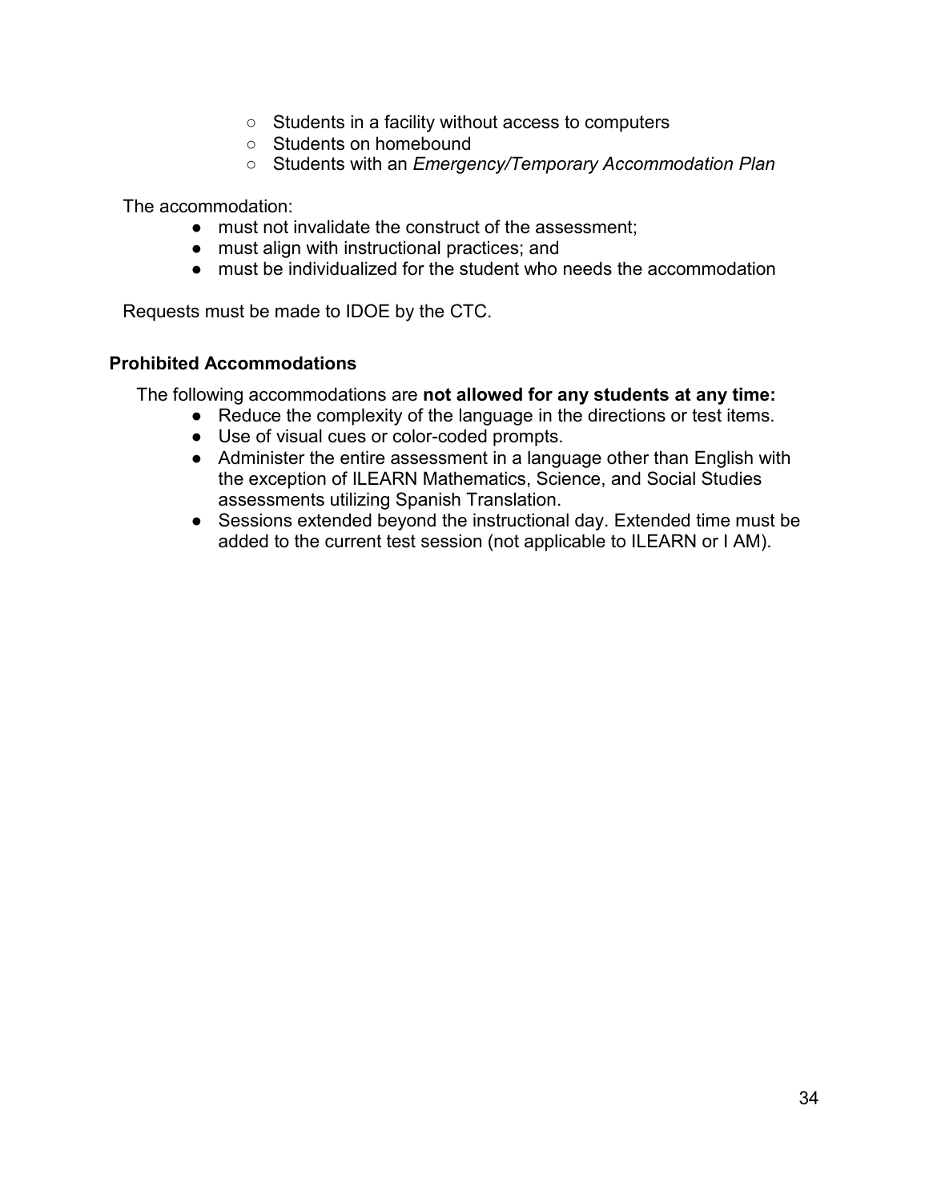- Students in a facility without access to computers
  - Students on homebound
  - Students with an *Emergency/Temporary Accommodation Plan*

The accommodation:

- must not invalidate the construct of the assessment;
- must align with instructional practices; and
- must be individualized for the student who needs the accommodation

Requests must be made to IDOE by the CTC.

### Prohibited Accommodations

The following accommodations are **not allowed for any students at any time:**

- Reduce the complexity of the language in the directions or test items.
- Use of visual cues or color-coded prompts.
- Administer the entire assessment in a language other than English with the exception of ILEARN Mathematics, Science, and Social Studies assessments utilizing Spanish Translation.
- Sessions extended beyond the instructional day. Extended time must be added to the current test session (not applicable to ILEARN or I AM).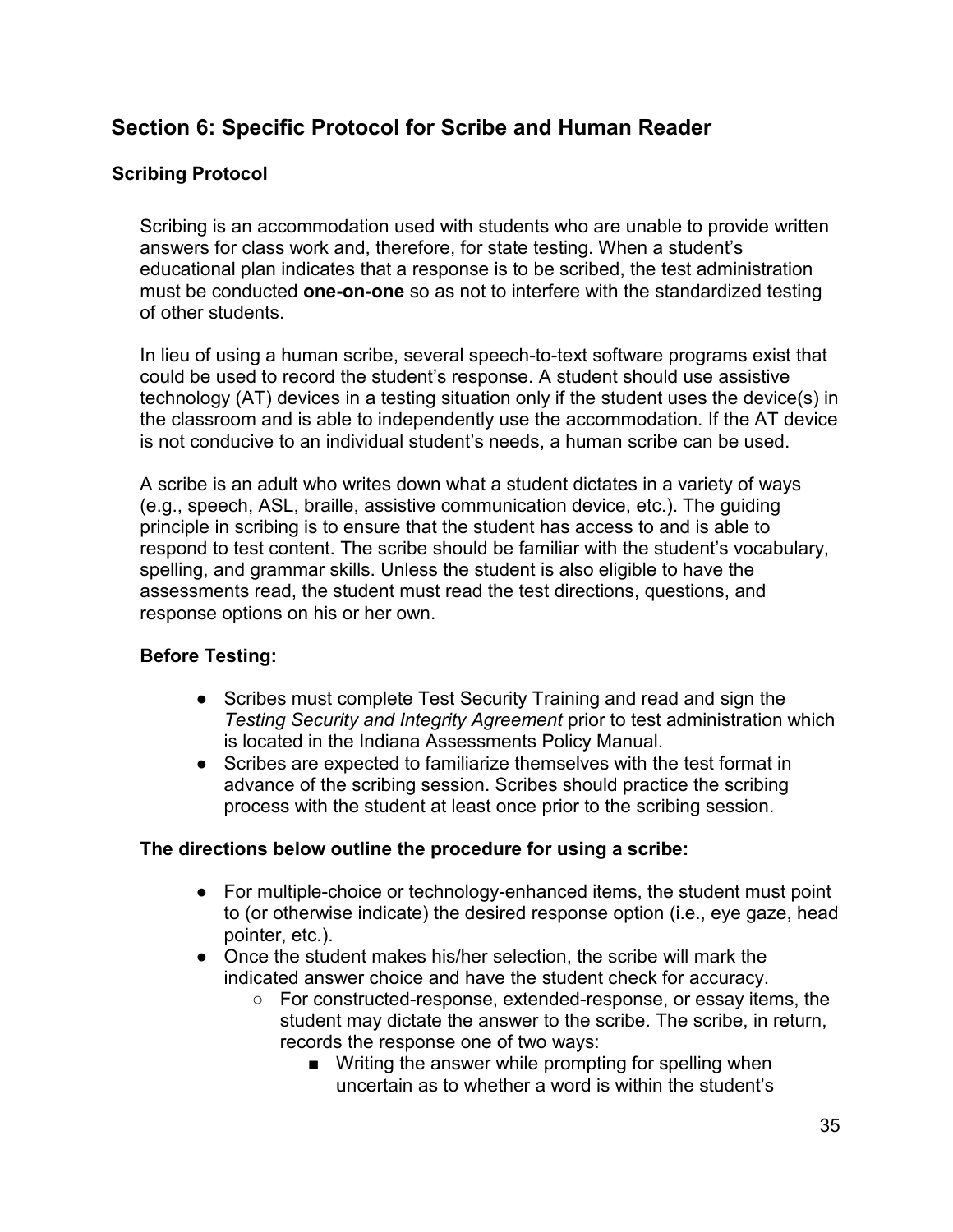## Section 6: Specific Protocol for Scribe and Human Reader

### Scribing Protocol

Scribing is an accommodation used with students who are unable to provide written answers for class work and, therefore, for state testing. When a student's educational plan indicates that a response is to be scribed, the test administration must be conducted **one-on-one** so as not to interfere with the standardized testing of other students.

In lieu of using a human scribe, several speech-to-text software programs exist that could be used to record the student's response. A student should use assistive technology (AT) devices in a testing situation only if the student uses the device(s) in the classroom and is able to independently use the accommodation. If the AT device is not conducive to an individual student's needs, a human scribe can be used.

A scribe is an adult who writes down what a student dictates in a variety of ways (e.g., speech, ASL, braille, assistive communication device, etc.). The guiding principle in scribing is to ensure that the student has access to and is able to respond to test content. The scribe should be familiar with the student's vocabulary, spelling, and grammar skills. Unless the student is also eligible to have the assessments read, the student must read the test directions, questions, and response options on his or her own.

**Before Testing:**

- Scribes must complete Test Security Training and read and sign the *Testing Security and Integrity Agreement* prior to test administration which is located in the Indiana Assessments Policy Manual.
- Scribes are expected to familiarize themselves with the test format in advance of the scribing session. Scribes should practice the scribing process with the student at least once prior to the scribing session.

**The directions below outline the procedure for using a scribe:**

- For multiple-choice or technology-enhanced items, the student must point to (or otherwise indicate) the desired response option (i.e., eye gaze, head pointer, etc.).
- Once the student makes his/her selection, the scribe will mark the indicated answer choice and have the student check for accuracy.
  - For constructed-response, extended-response, or essay items, the student may dictate the answer to the scribe. The scribe, in return, records the response one of two ways:
    - Writing the answer while prompting for spelling when uncertain as to whether a word is within the student's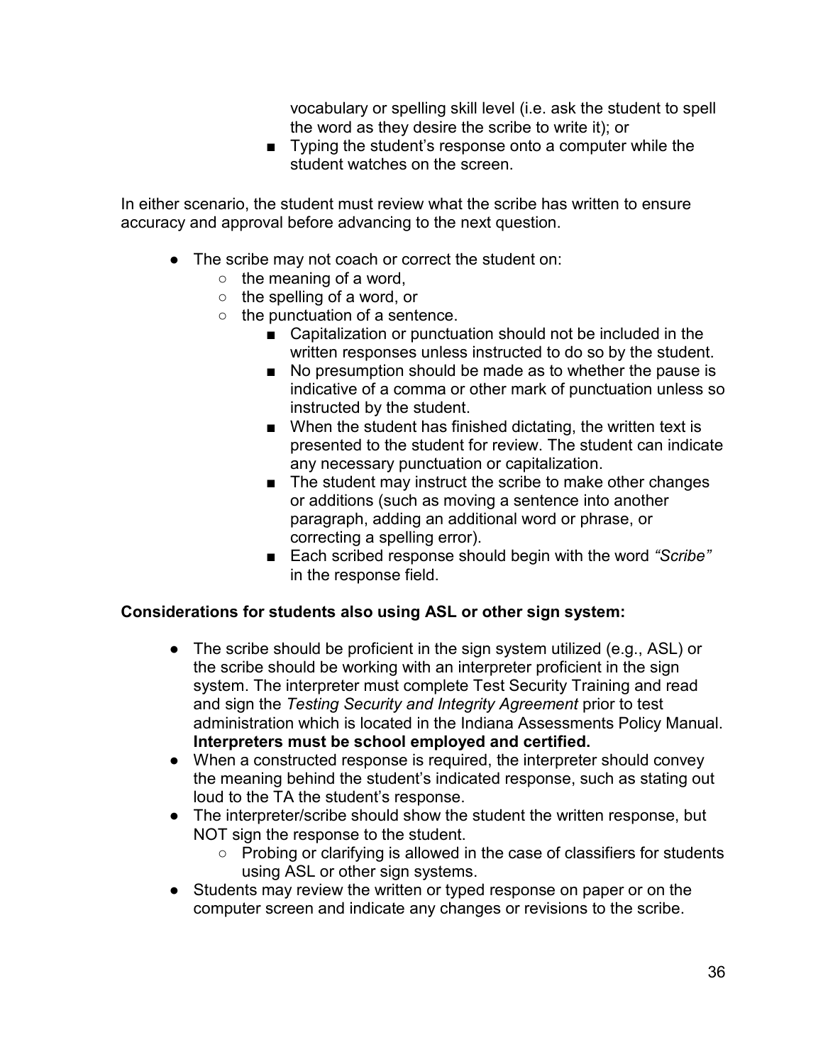vocabulary or spelling skill level (i.e. ask the student to spell the word as they desire the scribe to write it); or
    - Typing the student's response onto a computer while the student watches on the screen.

In either scenario, the student must review what the scribe has written to ensure accuracy and approval before advancing to the next question.

- The scribe may not coach or correct the student on:
    - the meaning of a word,
    - the spelling of a word, or
    - the punctuation of a sentence.
        - Capitalization or punctuation should not be included in the written responses unless instructed to do so by the student.
        - No presumption should be made as to whether the pause is indicative of a comma or other mark of punctuation unless so instructed by the student.
        - When the student has finished dictating, the written text is presented to the student for review. The student can indicate any necessary punctuation or capitalization.
        - The student may instruct the scribe to make other changes or additions (such as moving a sentence into another paragraph, adding an additional word or phrase, or correcting a spelling error).
        - Each scribed response should begin with the word *"Scribe"* in the response field.

**Considerations for students also using ASL or other sign system:**

- The scribe should be proficient in the sign system utilized (e.g., ASL) or the scribe should be working with an interpreter proficient in the sign system. The interpreter must complete Test Security Training and read and sign the *Testing Security and Integrity Agreement* prior to test administration which is located in the Indiana Assessments Policy Manual. **Interpreters must be school employed and certified.**
- When a constructed response is required, the interpreter should convey the meaning behind the student's indicated response, such as stating out loud to the TA the student's response.
- The interpreter/scribe should show the student the written response, but NOT sign the response to the student.
    - Probing or clarifying is allowed in the case of classifiers for students using ASL or other sign systems.
- Students may review the written or typed response on paper or on the computer screen and indicate any changes or revisions to the scribe.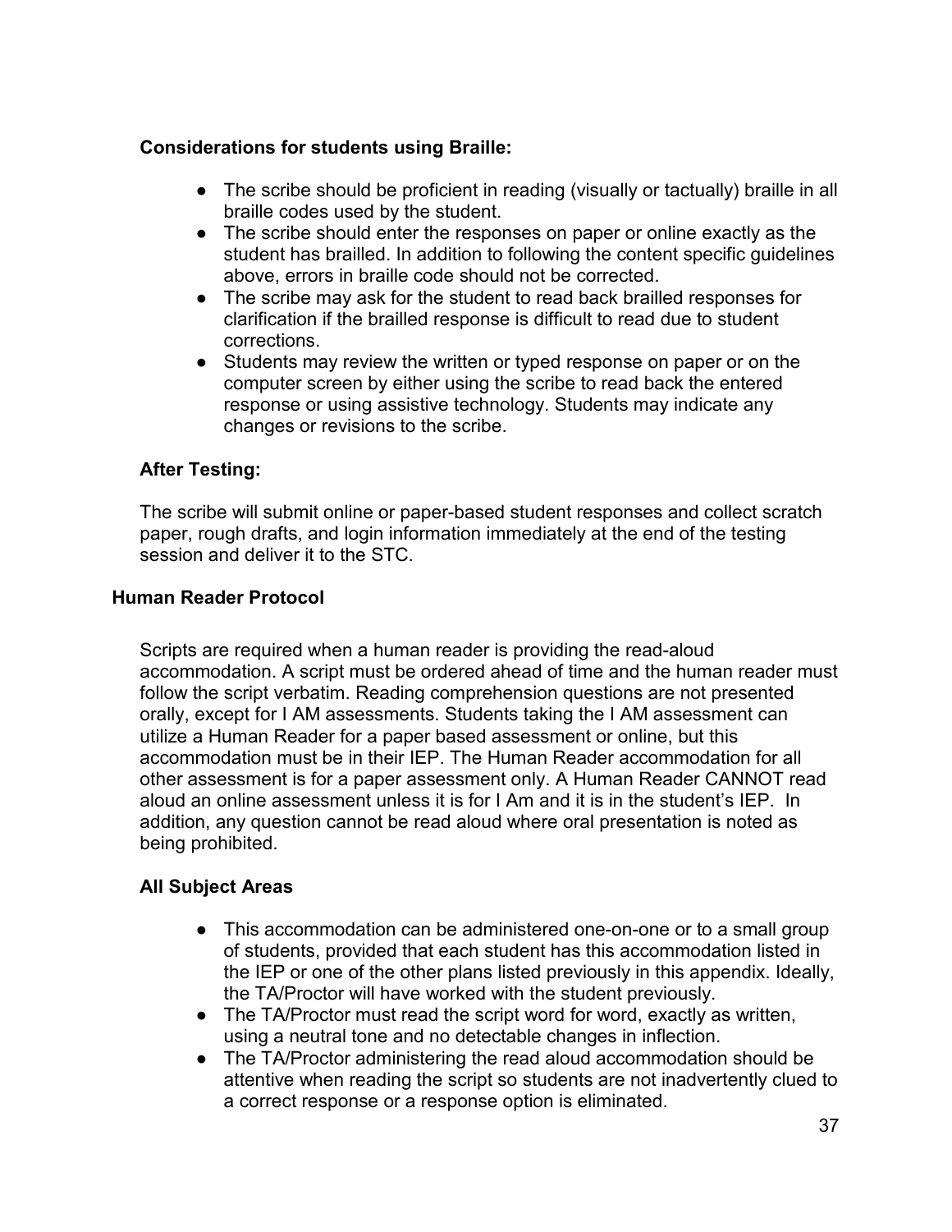### Considerations for students using Braille:

- The scribe should be proficient in reading (visually or tactually) braille in all braille codes used by the student.
- The scribe should enter the responses on paper or online exactly as the student has brailled. In addition to following the content specific guidelines above, errors in braille code should not be corrected.
- The scribe may ask for the student to read back brailled responses for clarification if the brailled response is difficult to read due to student corrections.
- Students may review the written or typed response on paper or on the computer screen by either using the scribe to read back the entered response or using assistive technology. Students may indicate any changes or revisions to the scribe.

### After Testing:

The scribe will submit online or paper-based student responses and collect scratch paper, rough drafts, and login information immediately at the end of the testing session and deliver it to the STC.

## Human Reader Protocol

Scripts are required when a human reader is providing the read-aloud accommodation. A script must be ordered ahead of time and the human reader must follow the script verbatim. Reading comprehension questions are not presented orally, except for I AM assessments. Students taking the I AM assessment can utilize a Human Reader for a paper based assessment or online, but this accommodation must be in their IEP. The Human Reader accommodation for all other assessment is for a paper assessment only. A Human Reader CANNOT read aloud an online assessment unless it is for I Am and it is in the student's IEP. In addition, any question cannot be read aloud where oral presentation is noted as being prohibited.

### All Subject Areas

- This accommodation can be administered one-on-one or to a small group of students, provided that each student has this accommodation listed in the IEP or one of the other plans listed previously in this appendix. Ideally, the TA/Proctor will have worked with the student previously.
- The TA/Proctor must read the script word for word, exactly as written, using a neutral tone and no detectable changes in inflection.
- The TA/Proctor administering the read aloud accommodation should be attentive when reading the script so students are not inadvertently clued to a correct response or a response option is eliminated.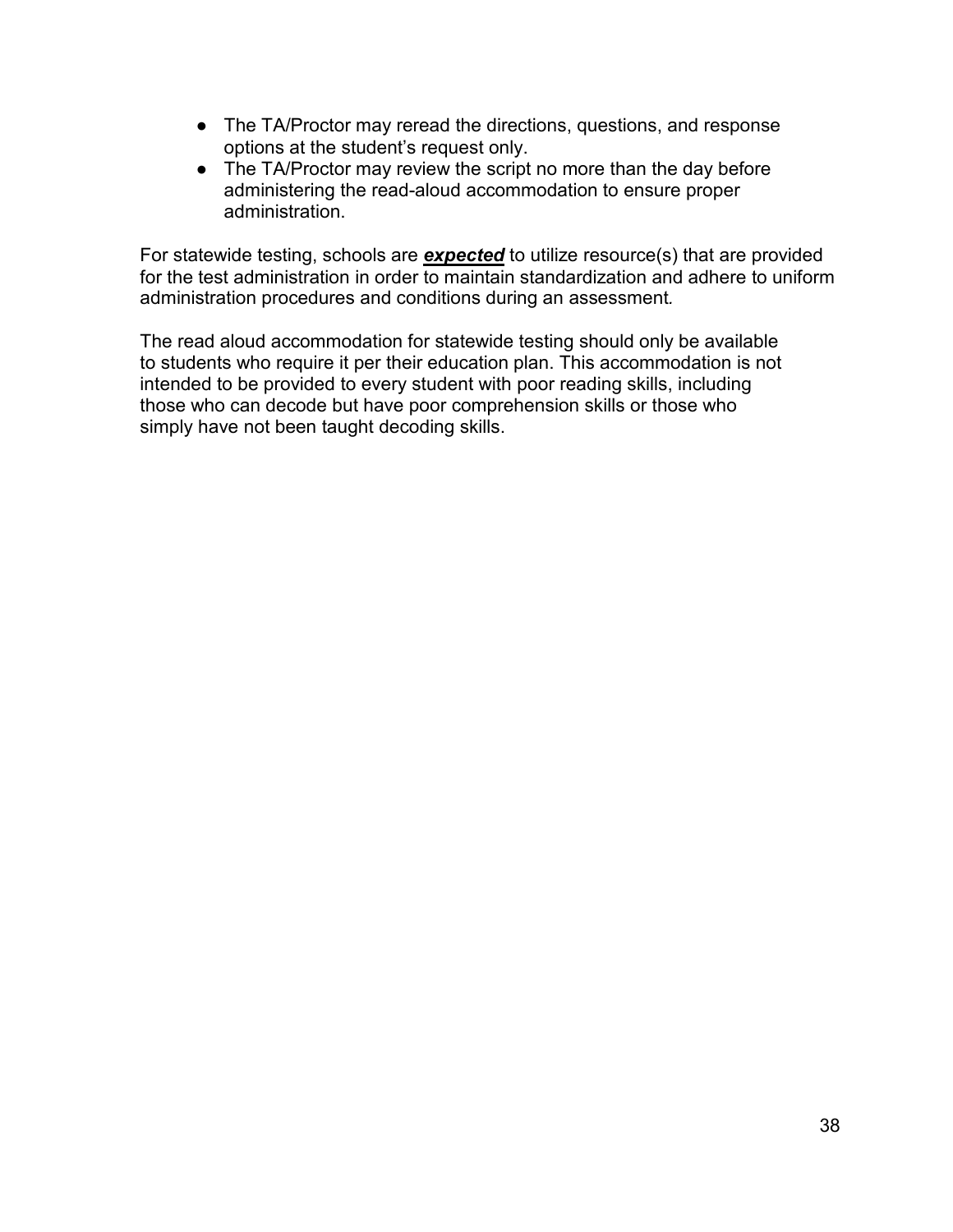- The TA/Proctor may reread the directions, questions, and response options at the student's request only.
- The TA/Proctor may review the script no more than the day before administering the read-aloud accommodation to ensure proper administration.

For statewide testing, schools are ***expected*** to utilize resource(s) that are provided for the test administration in order to maintain standardization and adhere to uniform administration procedures and conditions during an assessment.

The read aloud accommodation for statewide testing should only be available to students who require it per their education plan. This accommodation is not intended to be provided to every student with poor reading skills, including those who can decode but have poor comprehension skills or those who simply have not been taught decoding skills.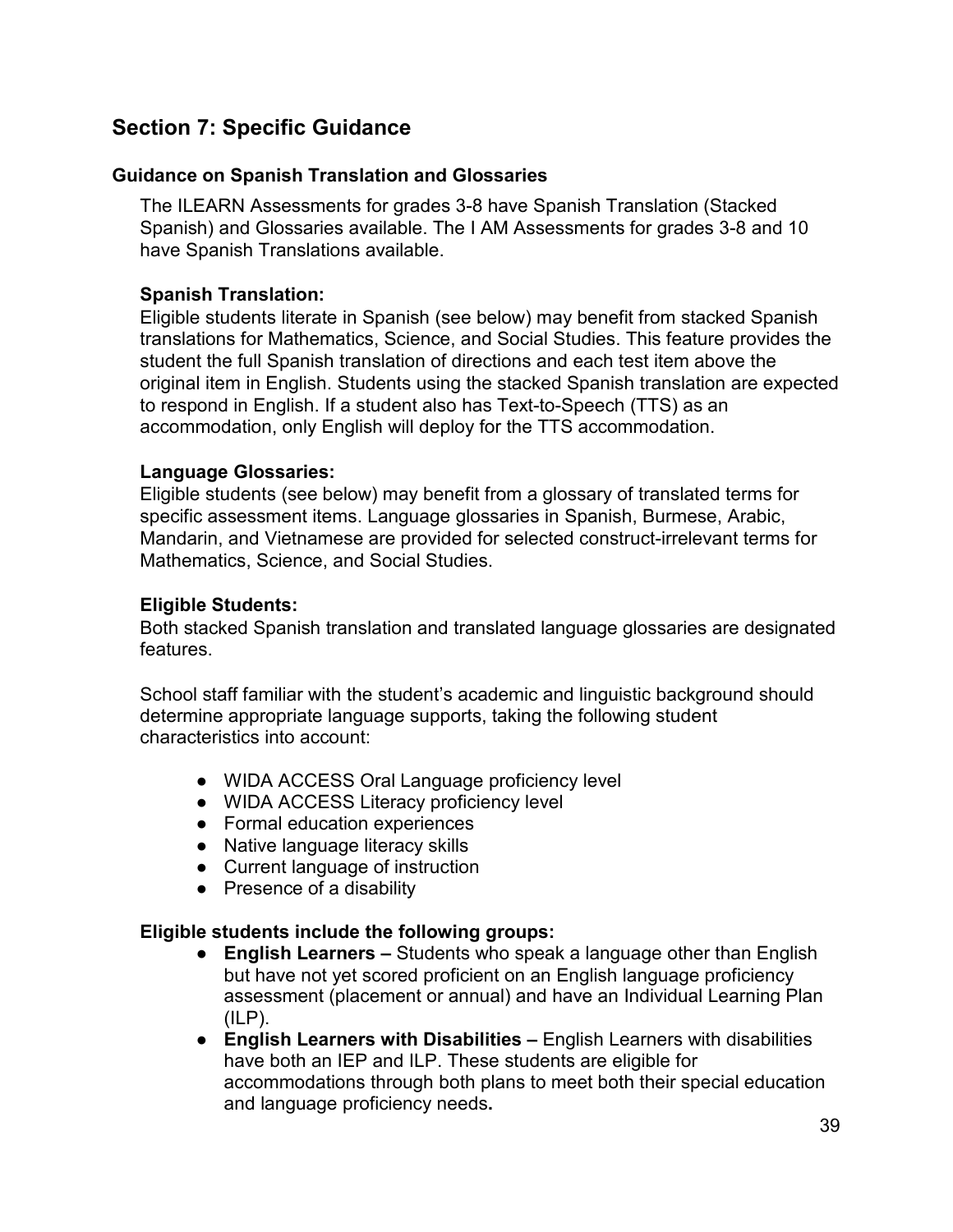## Section 7: Specific Guidance

### Guidance on Spanish Translation and Glossaries

The ILEARN Assessments for grades 3-8 have Spanish Translation (Stacked Spanish) and Glossaries available. The I AM Assessments for grades 3-8 and 10 have Spanish Translations available.

**Spanish Translation:**
Eligible students literate in Spanish (see below) may benefit from stacked Spanish translations for Mathematics, Science, and Social Studies. This feature provides the student the full Spanish translation of directions and each test item above the original item in English. Students using the stacked Spanish translation are expected to respond in English. If a student also has Text-to-Speech (TTS) as an accommodation, only English will deploy for the TTS accommodation.

**Language Glossaries:**
Eligible students (see below) may benefit from a glossary of translated terms for specific assessment items. Language glossaries in Spanish, Burmese, Arabic, Mandarin, and Vietnamese are provided for selected construct-irrelevant terms for Mathematics, Science, and Social Studies.

**Eligible Students:**
Both stacked Spanish translation and translated language glossaries are designated features.

School staff familiar with the student's academic and linguistic background should determine appropriate language supports, taking the following student characteristics into account:

- WIDA ACCESS Oral Language proficiency level
- WIDA ACCESS Literacy proficiency level
- Formal education experiences
- Native language literacy skills
- Current language of instruction
- Presence of a disability

**Eligible students include the following groups:**

- **English Learners –** Students who speak a language other than English but have not yet scored proficient on an English language proficiency assessment (placement or annual) and have an Individual Learning Plan (ILP).
- **English Learners with Disabilities –** English Learners with disabilities have both an IEP and ILP. These students are eligible for accommodations through both plans to meet both their special education and language proficiency needs**.**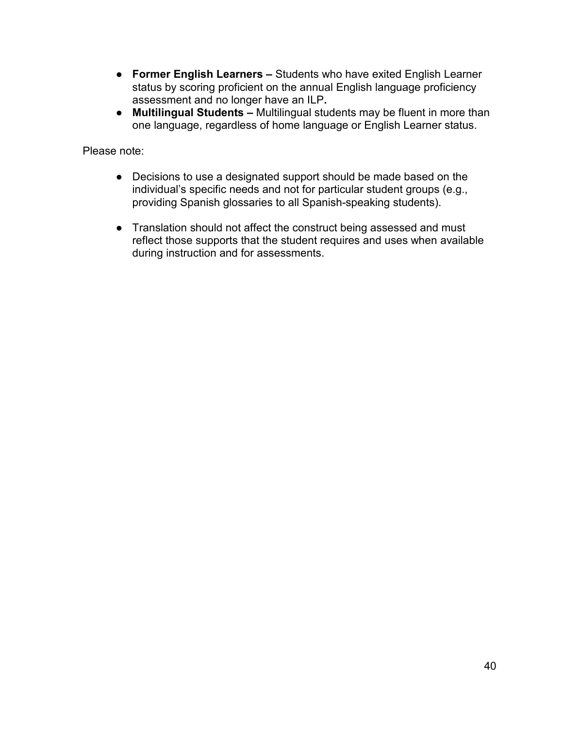- **Former English Learners –** Students who have exited English Learner status by scoring proficient on the annual English language proficiency assessment and no longer have an ILP**.**
- **Multilingual Students –** Multilingual students may be fluent in more than one language, regardless of home language or English Learner status.

Please note:

- Decisions to use a designated support should be made based on the individual's specific needs and not for particular student groups (e.g., providing Spanish glossaries to all Spanish-speaking students).

- Translation should not affect the construct being assessed and must reflect those supports that the student requires and uses when available during instruction and for assessments.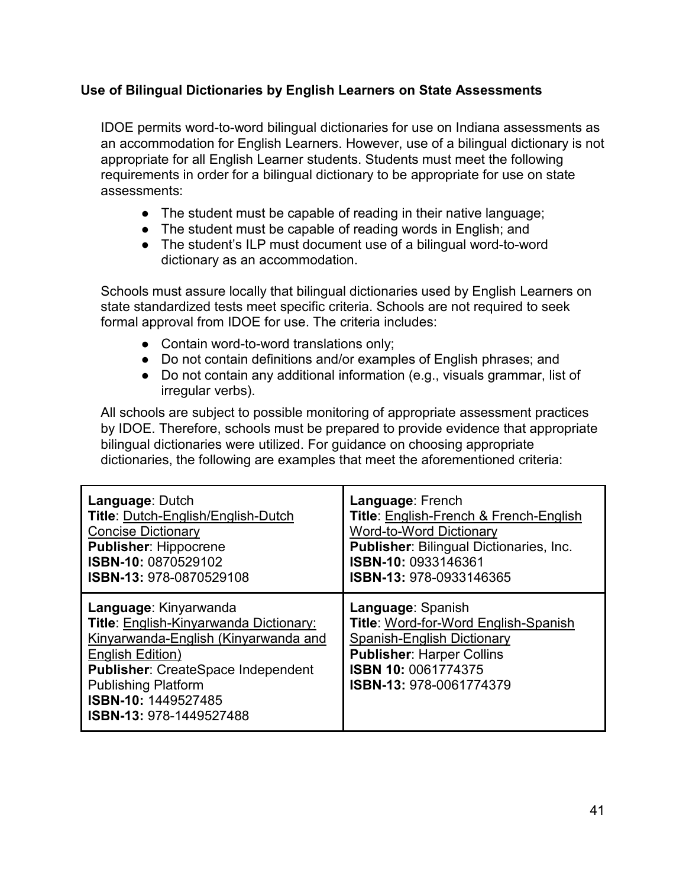### Use of Bilingual Dictionaries by English Learners on State Assessments

IDOE permits word-to-word bilingual dictionaries for use on Indiana assessments as an accommodation for English Learners. However, use of a bilingual dictionary is not appropriate for all English Learner students. Students must meet the following requirements in order for a bilingual dictionary to be appropriate for use on state assessments:

- The student must be capable of reading in their native language;
- The student must be capable of reading words in English; and
- The student's ILP must document use of a bilingual word-to-word dictionary as an accommodation.

Schools must assure locally that bilingual dictionaries used by English Learners on state standardized tests meet specific criteria. Schools are not required to seek formal approval from IDOE for use. The criteria includes:

- Contain word-to-word translations only;
- Do not contain definitions and/or examples of English phrases; and
- Do not contain any additional information (e.g., visuals grammar, list of irregular verbs).

All schools are subject to possible monitoring of appropriate assessment practices by IDOE. Therefore, schools must be prepared to provide evidence that appropriate bilingual dictionaries were utilized. For guidance on choosing appropriate dictionaries, the following are examples that meet the aforementioned criteria:

| | |
|---|---|
| **Language**: Dutch<br>**Title**: Dutch-English/English-Dutch Concise Dictionary<br>**Publisher**: Hippocrene<br>**ISBN-10:** 0870529102<br>**ISBN-13:** 978-0870529108 | **Language**: French<br>**Title**: English-French & French-English Word-to-Word Dictionary<br>**Publisher**: Bilingual Dictionaries, Inc.<br>**ISBN-10:** 0933146361<br>**ISBN-13:** 978-0933146365 |
| **Language**: Kinyarwanda<br>**Title**: English-Kinyarwanda Dictionary: Kinyarwanda-English (Kinyarwanda and English Edition)<br>**Publisher**: CreateSpace Independent Publishing Platform<br>**ISBN-10:** 1449527485<br>**ISBN-13:** 978-1449527488 | **Language**: Spanish<br>**Title**: Word-for-Word English-Spanish Spanish-English Dictionary<br>**Publisher**: Harper Collins<br>**ISBN 10:** 0061774375<br>**ISBN-13:** 978-0061774379 |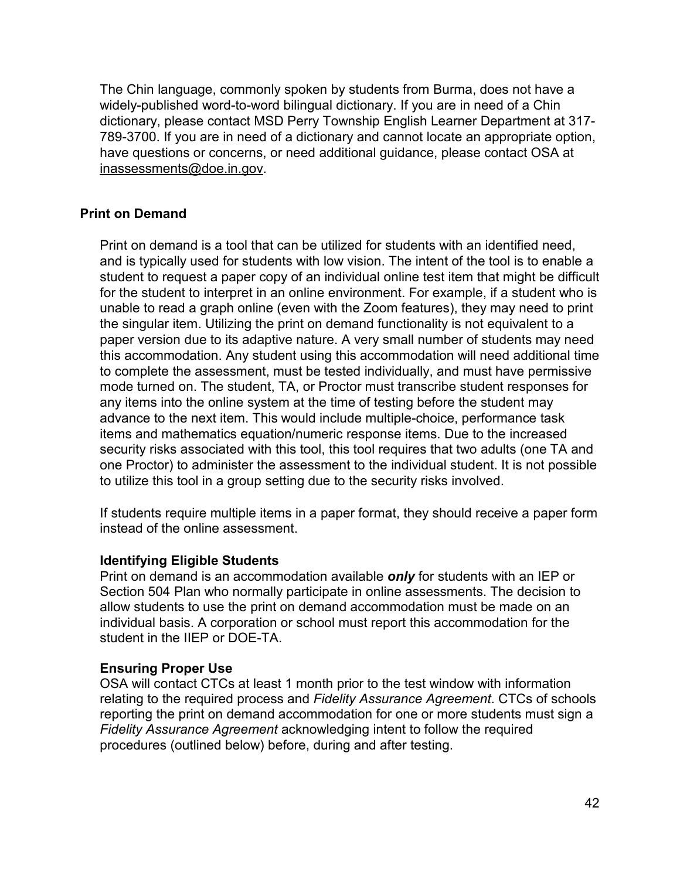The Chin language, commonly spoken by students from Burma, does not have a widely-published word-to-word bilingual dictionary. If you are in need of a Chin dictionary, please contact MSD Perry Township English Learner Department at 317-789-3700. If you are in need of a dictionary and cannot locate an appropriate option, have questions or concerns, or need additional guidance, please contact OSA at inassessments@doe.in.gov.

## Print on Demand

Print on demand is a tool that can be utilized for students with an identified need, and is typically used for students with low vision. The intent of the tool is to enable a student to request a paper copy of an individual online test item that might be difficult for the student to interpret in an online environment. For example, if a student who is unable to read a graph online (even with the Zoom features), they may need to print the singular item. Utilizing the print on demand functionality is not equivalent to a paper version due to its adaptive nature. A very small number of students may need this accommodation. Any student using this accommodation will need additional time to complete the assessment, must be tested individually, and must have permissive mode turned on. The student, TA, or Proctor must transcribe student responses for any items into the online system at the time of testing before the student may advance to the next item. This would include multiple-choice, performance task items and mathematics equation/numeric response items. Due to the increased security risks associated with this tool, this tool requires that two adults (one TA and one Proctor) to administer the assessment to the individual student. It is not possible to utilize this tool in a group setting due to the security risks involved.

If students require multiple items in a paper format, they should receive a paper form instead of the online assessment.

### Identifying Eligible Students

Print on demand is an accommodation available ***only*** for students with an IEP or Section 504 Plan who normally participate in online assessments. The decision to allow students to use the print on demand accommodation must be made on an individual basis. A corporation or school must report this accommodation for the student in the IIEP or DOE-TA.

### Ensuring Proper Use

OSA will contact CTCs at least 1 month prior to the test window with information relating to the required process and *Fidelity Assurance Agreement*. CTCs of schools reporting the print on demand accommodation for one or more students must sign a *Fidelity Assurance Agreement* acknowledging intent to follow the required procedures (outlined below) before, during and after testing.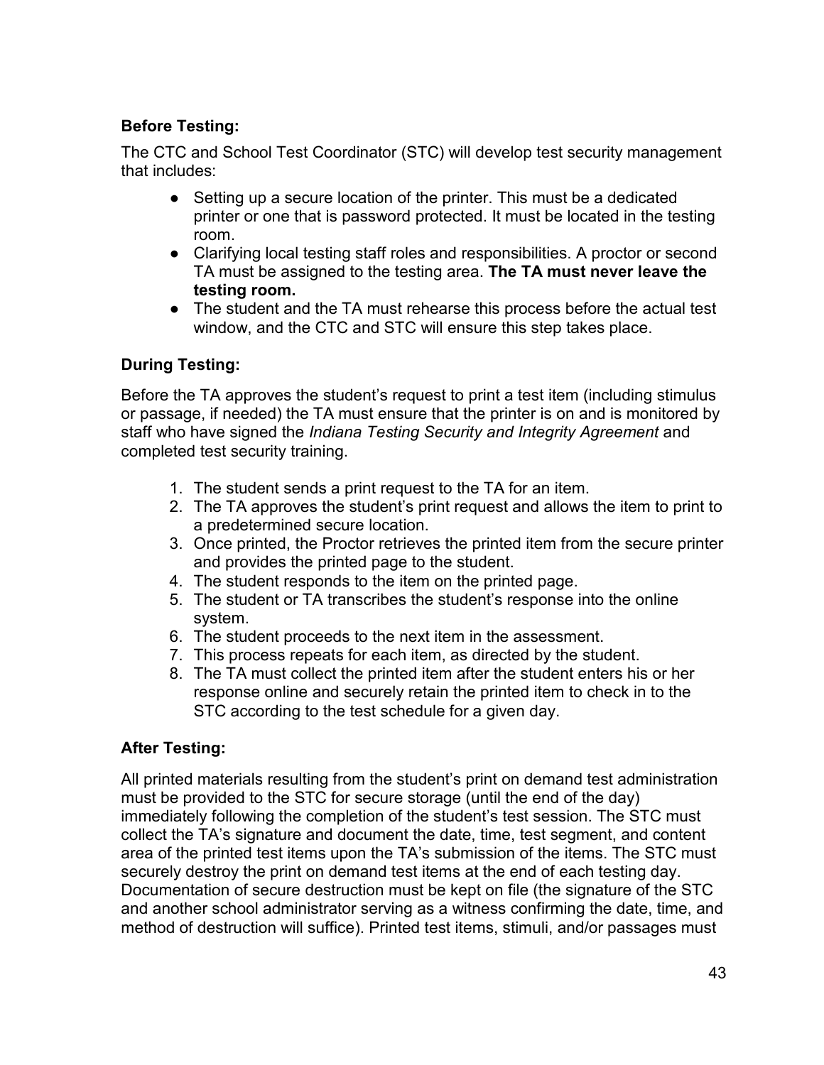**Before Testing:**

The CTC and School Test Coordinator (STC) will develop test security management that includes:

- Setting up a secure location of the printer. This must be a dedicated printer or one that is password protected. It must be located in the testing room.
- Clarifying local testing staff roles and responsibilities. A proctor or second TA must be assigned to the testing area. **The TA must never leave the testing room.**
- The student and the TA must rehearse this process before the actual test window, and the CTC and STC will ensure this step takes place.

**During Testing:**

Before the TA approves the student's request to print a test item (including stimulus or passage, if needed) the TA must ensure that the printer is on and is monitored by staff who have signed the *Indiana Testing Security and Integrity Agreement* and completed test security training.

1. The student sends a print request to the TA for an item.
2. The TA approves the student's print request and allows the item to print to a predetermined secure location.
3. Once printed, the Proctor retrieves the printed item from the secure printer and provides the printed page to the student.
4. The student responds to the item on the printed page.
5. The student or TA transcribes the student's response into the online system.
6. The student proceeds to the next item in the assessment.
7. This process repeats for each item, as directed by the student.
8. The TA must collect the printed item after the student enters his or her response online and securely retain the printed item to check in to the STC according to the test schedule for a given day.

**After Testing:**

All printed materials resulting from the student's print on demand test administration must be provided to the STC for secure storage (until the end of the day) immediately following the completion of the student's test session. The STC must collect the TA's signature and document the date, time, test segment, and content area of the printed test items upon the TA's submission of the items. The STC must securely destroy the print on demand test items at the end of each testing day. Documentation of secure destruction must be kept on file (the signature of the STC and another school administrator serving as a witness confirming the date, time, and method of destruction will suffice). Printed test items, stimuli, and/or passages must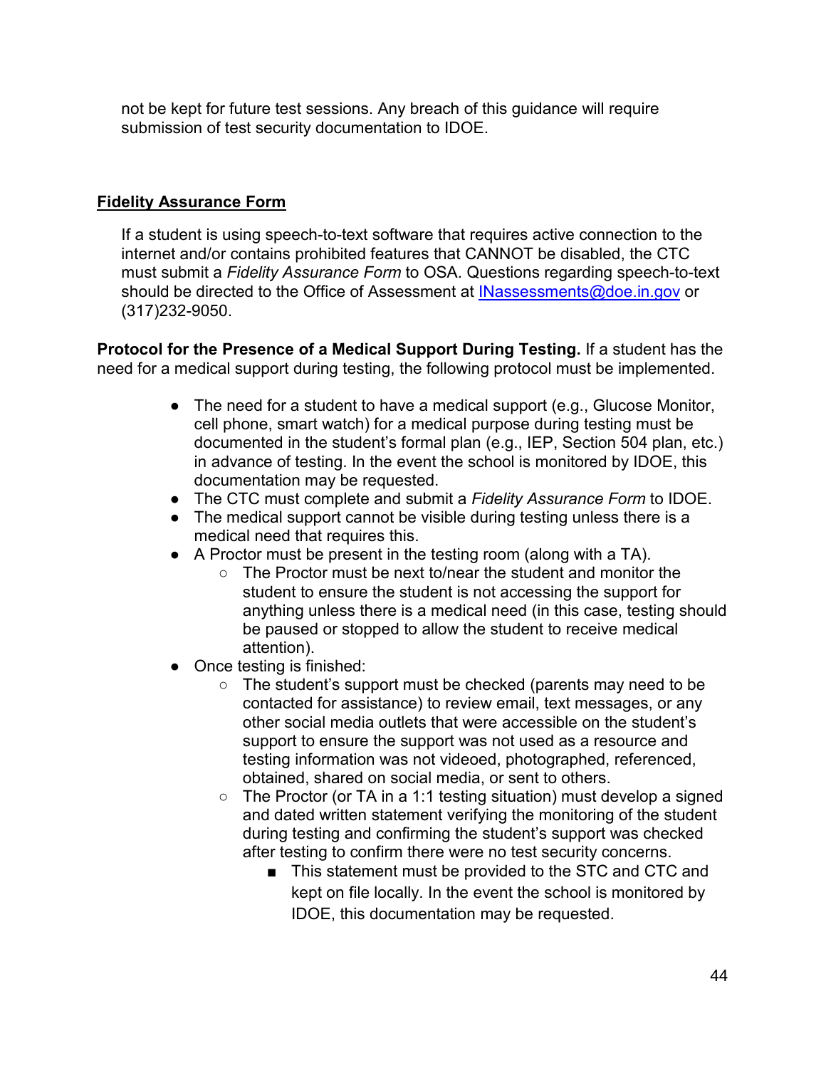not be kept for future test sessions. Any breach of this guidance will require submission of test security documentation to IDOE.

## Fidelity Assurance Form

If a student is using speech-to-text software that requires active connection to the internet and/or contains prohibited features that CANNOT be disabled, the CTC must submit a *Fidelity Assurance Form* to OSA. Questions regarding speech-to-text should be directed to the Office of Assessment at [INassessments@doe.in.gov](mailto:INassessments@doe.in.gov) or (317)232-9050.

**Protocol for the Presence of a Medical Support During Testing.** If a student has the need for a medical support during testing, the following protocol must be implemented.

- The need for a student to have a medical support (e.g., Glucose Monitor, cell phone, smart watch) for a medical purpose during testing must be documented in the student's formal plan (e.g., IEP, Section 504 plan, etc.) in advance of testing. In the event the school is monitored by IDOE, this documentation may be requested.
- The CTC must complete and submit a *Fidelity Assurance Form* to IDOE.
- The medical support cannot be visible during testing unless there is a medical need that requires this.
- A Proctor must be present in the testing room (along with a TA).
  - The Proctor must be next to/near the student and monitor the student to ensure the student is not accessing the support for anything unless there is a medical need (in this case, testing should be paused or stopped to allow the student to receive medical attention).
- Once testing is finished:
  - The student's support must be checked (parents may need to be contacted for assistance) to review email, text messages, or any other social media outlets that were accessible on the student's support to ensure the support was not used as a resource and testing information was not videoed, photographed, referenced, obtained, shared on social media, or sent to others.
  - The Proctor (or TA in a 1:1 testing situation) must develop a signed and dated written statement verifying the monitoring of the student during testing and confirming the student's support was checked after testing to confirm there were no test security concerns.
    - This statement must be provided to the STC and CTC and kept on file locally. In the event the school is monitored by IDOE, this documentation may be requested.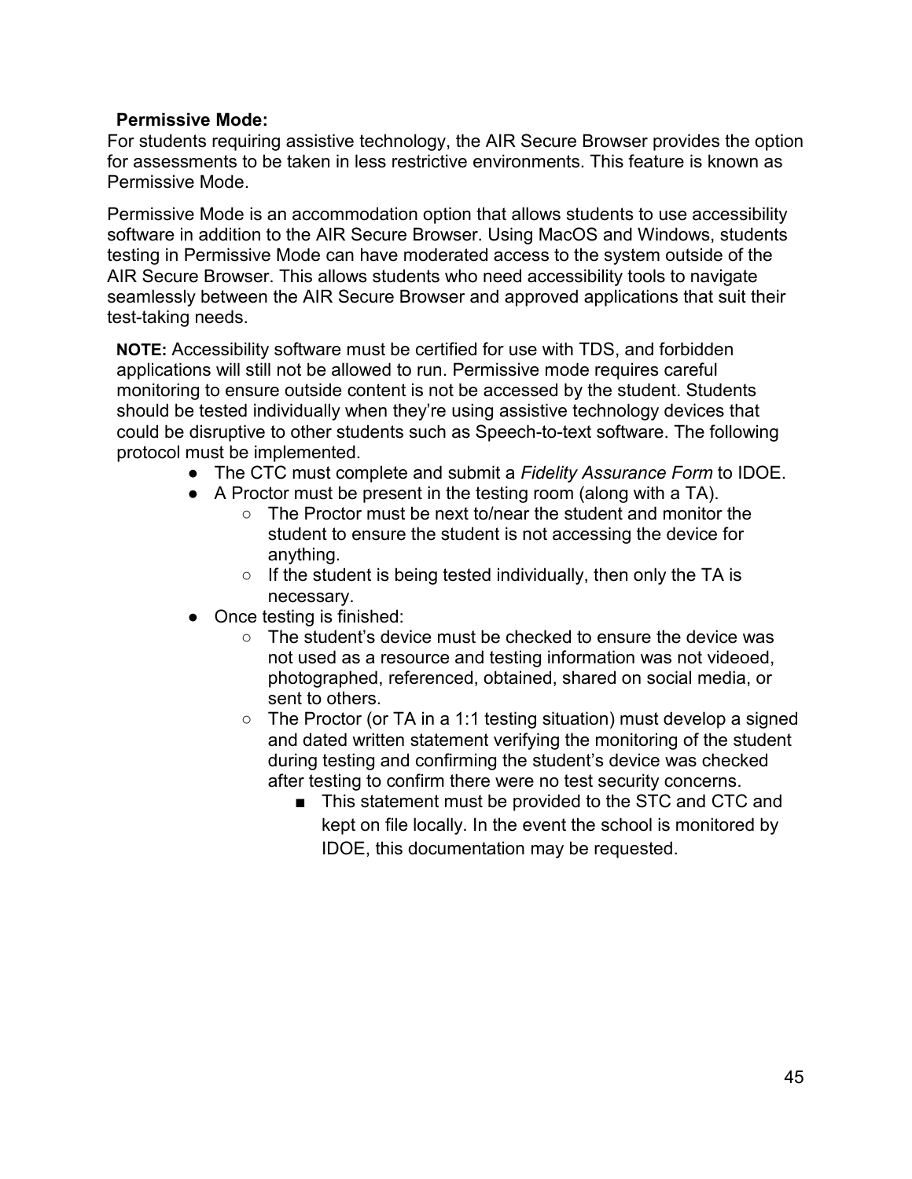**Permissive Mode:**

For students requiring assistive technology, the AIR Secure Browser provides the option for assessments to be taken in less restrictive environments. This feature is known as Permissive Mode.

Permissive Mode is an accommodation option that allows students to use accessibility software in addition to the AIR Secure Browser. Using MacOS and Windows, students testing in Permissive Mode can have moderated access to the system outside of the AIR Secure Browser. This allows students who need accessibility tools to navigate seamlessly between the AIR Secure Browser and approved applications that suit their test-taking needs.

**NOTE:** Accessibility software must be certified for use with TDS, and forbidden applications will still not be allowed to run. Permissive mode requires careful monitoring to ensure outside content is not be accessed by the student. Students should be tested individually when they're using assistive technology devices that could be disruptive to other students such as Speech-to-text software. The following protocol must be implemented.

- The CTC must complete and submit a *Fidelity Assurance Form* to IDOE.
- A Proctor must be present in the testing room (along with a TA).
  - The Proctor must be next to/near the student and monitor the student to ensure the student is not accessing the device for anything.
  - If the student is being tested individually, then only the TA is necessary.
- Once testing is finished:
  - The student's device must be checked to ensure the device was not used as a resource and testing information was not videoed, photographed, referenced, obtained, shared on social media, or sent to others.
  - The Proctor (or TA in a 1:1 testing situation) must develop a signed and dated written statement verifying the monitoring of the student during testing and confirming the student's device was checked after testing to confirm there were no test security concerns.
    - This statement must be provided to the STC and CTC and kept on file locally. In the event the school is monitored by IDOE, this documentation may be requested.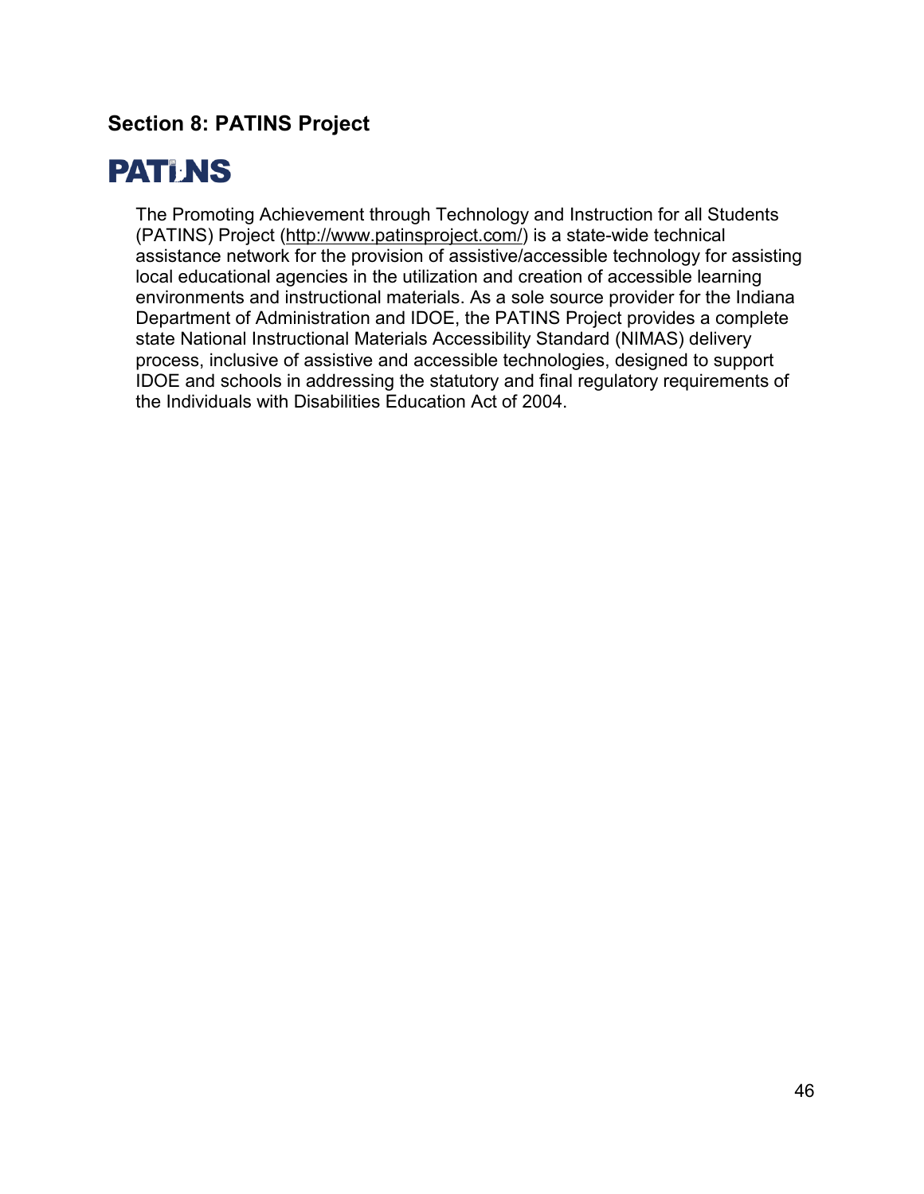## Section 8: PATINS Project

PATINS

The Promoting Achievement through Technology and Instruction for all Students (PATINS) Project (http://www.patinsproject.com/) is a state-wide technical assistance network for the provision of assistive/accessible technology for assisting local educational agencies in the utilization and creation of accessible learning environments and instructional materials. As a sole source provider for the Indiana Department of Administration and IDOE, the PATINS Project provides a complete state National Instructional Materials Accessibility Standard (NIMAS) delivery process, inclusive of assistive and accessible technologies, designed to support IDOE and schools in addressing the statutory and final regulatory requirements of the Individuals with Disabilities Education Act of 2004.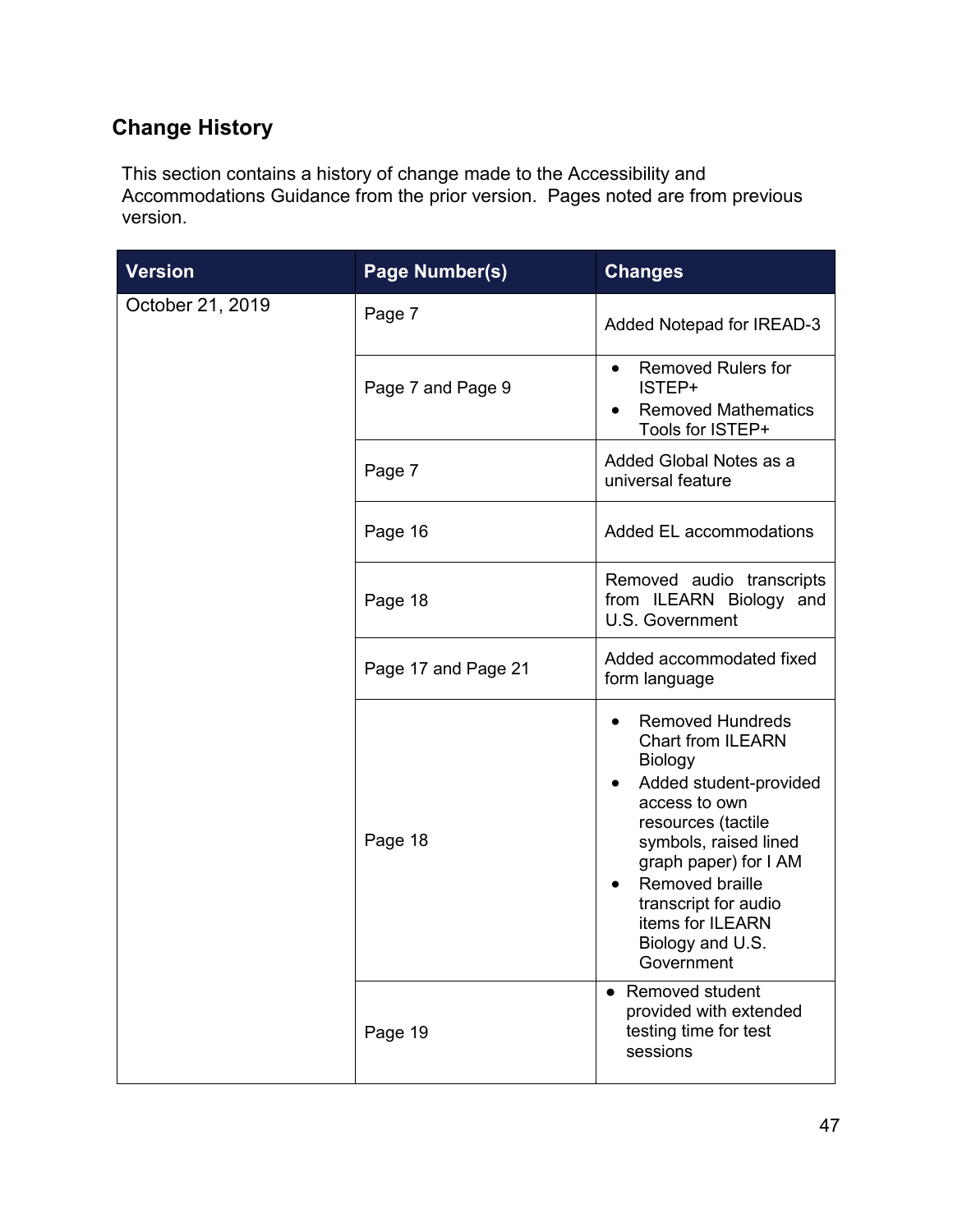## Change History

This section contains a history of change made to the Accessibility and Accommodations Guidance from the prior version. Pages noted are from previous version.

| Version | Page Number(s) | Changes |
|---|---|---|
| October 21, 2019 | Page 7 | Added Notepad for IREAD-3 |
| | Page 7 and Page 9 | • Removed Rulers for ISTEP+<br>• Removed Mathematics Tools for ISTEP+ |
| | Page 7 | Added Global Notes as a universal feature |
| | Page 16 | Added EL accommodations |
| | Page 18 | Removed audio transcripts from ILEARN Biology and U.S. Government |
| | Page 17 and Page 21 | Added accommodated fixed form language |
| | Page 18 | • Removed Hundreds Chart from ILEARN Biology<br>• Added student-provided access to own resources (tactile symbols, raised lined graph paper) for I AM<br>• Removed braille transcript for audio items for ILEARN Biology and U.S. Government |
| | Page 19 | • Removed student provided with extended testing time for test sessions |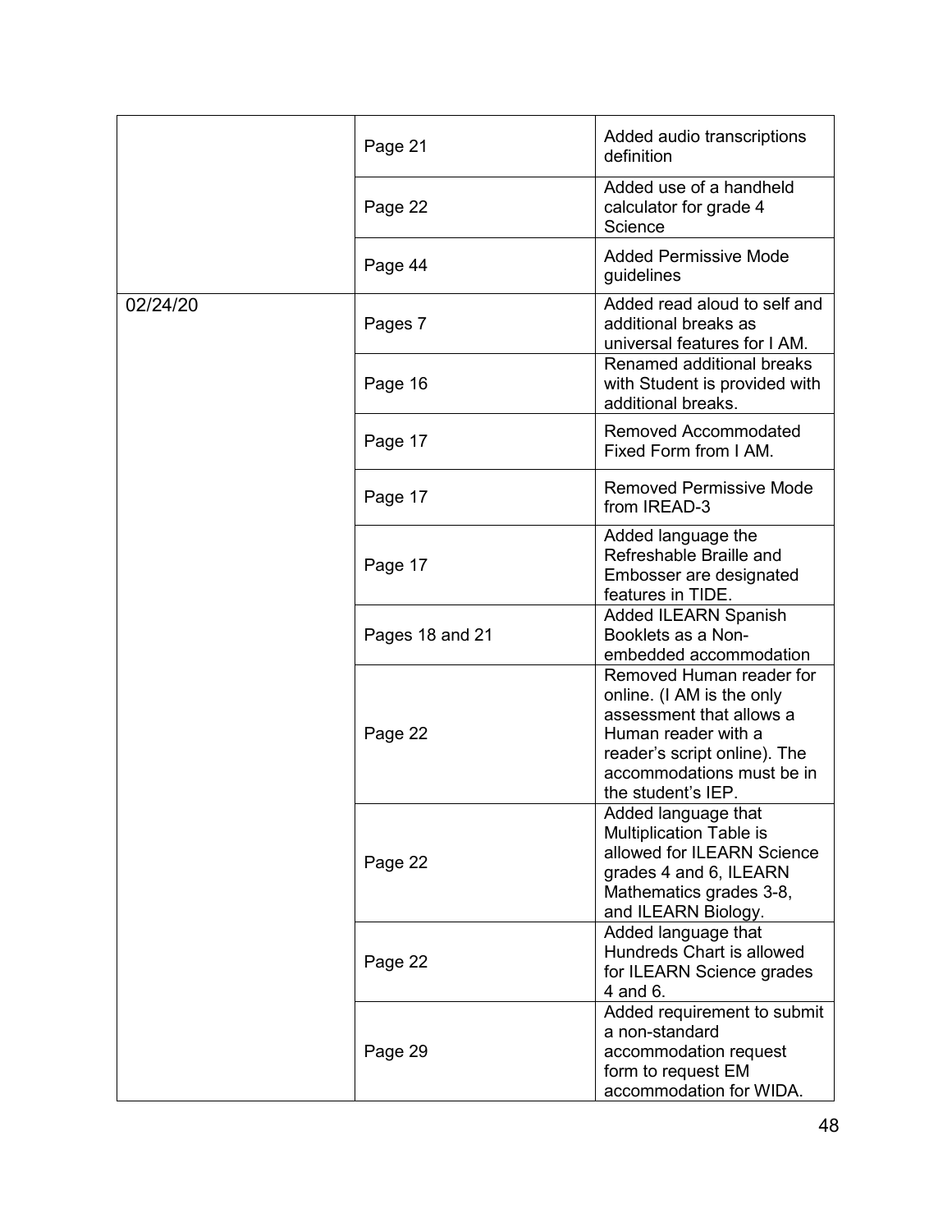| | | |
|---|---|---|
| | Page 21 | Added audio transcriptions definition |
| | Page 22 | Added use of a handheld calculator for grade 4 Science |
| | Page 44 | Added Permissive Mode guidelines |
| 02/24/20 | Pages 7 | Added read aloud to self and additional breaks as universal features for I AM. |
| | Page 16 | Renamed additional breaks with Student is provided with additional breaks. |
| | Page 17 | Removed Accommodated Fixed Form from I AM. |
| | Page 17 | Removed Permissive Mode from IREAD-3 |
| | Page 17 | Added language the Refreshable Braille and Embosser are designated features in TIDE. |
| | Pages 18 and 21 | Added ILEARN Spanish Booklets as a Non-embedded accommodation |
| | Page 22 | Removed Human reader for online. (I AM is the only assessment that allows a Human reader with a reader's script online). The accommodations must be in the student's IEP. |
| | Page 22 | Added language that Multiplication Table is allowed for ILEARN Science grades 4 and 6, ILEARN Mathematics grades 3-8, and ILEARN Biology. |
| | Page 22 | Added language that Hundreds Chart is allowed for ILEARN Science grades 4 and 6. |
| | Page 29 | Added requirement to submit a non-standard accommodation request form to request EM accommodation for WIDA. |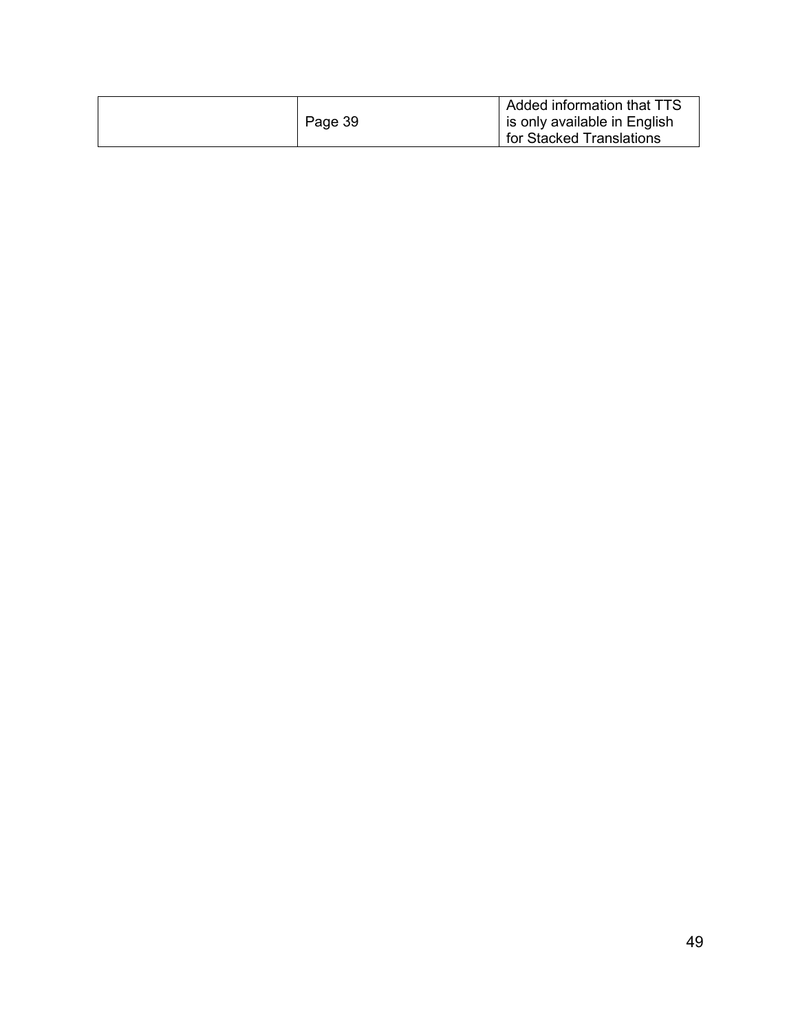| | | |
|---|---|---|
| | Page 39 | Added information that TTS is only available in English for Stacked Translations |